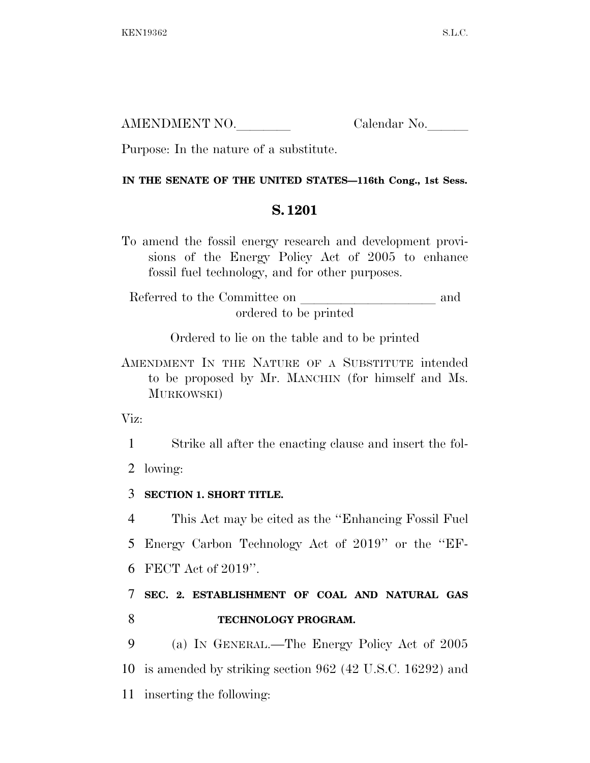AMENDMENT NO.________ Calendar No.______

Purpose: In the nature of a substitute.

**IN THE SENATE OF THE UNITED STATES—116th Cong., 1st Sess.**

## S. 1201

To amend the fossil energy research and development provisions of the Energy Policy Act of 2005 to enhance fossil fuel technology, and for other purposes.

Referred to the Committee on ____________________ and ordered to be printed

Ordered to lie on the table and to be printed

AMENDMENT IN THE NATURE OF A SUBSTITUTE intended to be proposed by Mr. MANCHIN (for himself and Ms. MURKOWSKI)

Viz:

1 Strike all after the enacting clause and insert the fol-
2 lowing:

3 **SECTION 1. SHORT TITLE.**

4 This Act may be cited as the ''Enhancing Fossil Fuel
5 Energy Carbon Technology Act of 2019'' or the ''EF-
6 FECT Act of 2019''.

7 **SEC. 2. ESTABLISHMENT OF COAL AND NATURAL GAS**
8 **TECHNOLOGY PROGRAM.**

9 (a) IN GENERAL.—The Energy Policy Act of 2005
10 is amended by striking section 962 (42 U.S.C. 16292) and
11 inserting the following: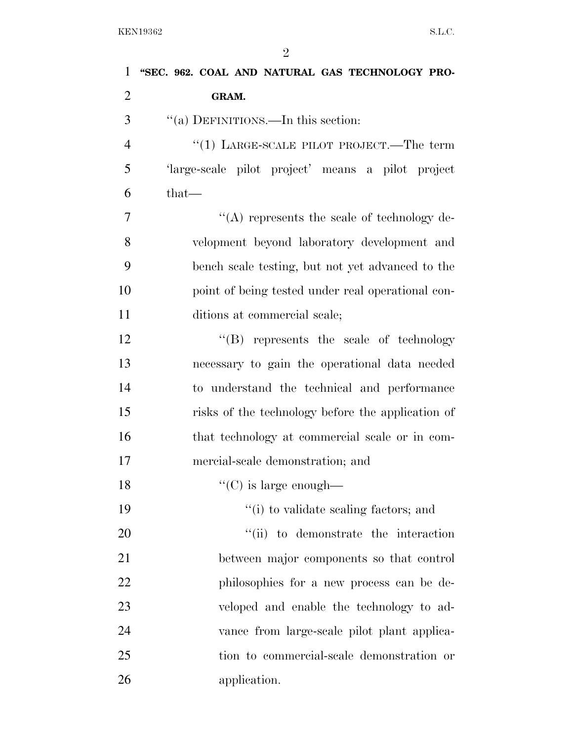**"SEC. 962. COAL AND NATURAL GAS TECHNOLOGY PROGRAM.**

"(a) DEFINITIONS.—In this section:

"(1) LARGE-SCALE PILOT PROJECT.—The term 'large-scale pilot project' means a pilot project that—

"(A) represents the scale of technology development beyond laboratory development and bench scale testing, but not yet advanced to the point of being tested under real operational conditions at commercial scale;

"(B) represents the scale of technology necessary to gain the operational data needed to understand the technical and performance risks of the technology before the application of that technology at commercial scale or in commercial-scale demonstration; and

"(C) is large enough—

"(i) to validate scaling factors; and

"(ii) to demonstrate the interaction between major components so that control philosophies for a new process can be developed and enable the technology to advance from large-scale pilot plant application to commercial-scale demonstration or application.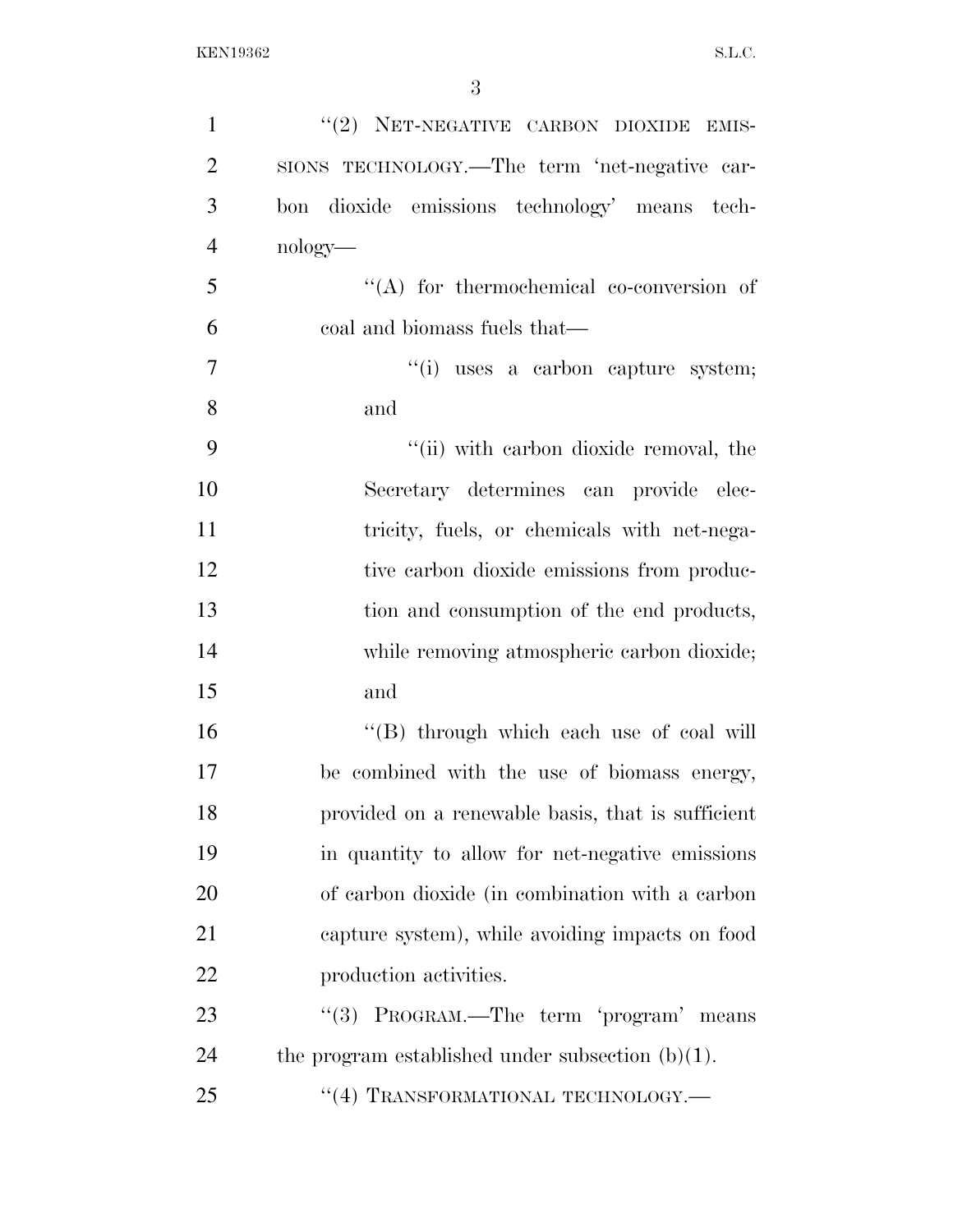"(2) NET-NEGATIVE CARBON DIOXIDE EMISSIONS TECHNOLOGY.—The term 'net-negative carbon dioxide emissions technology' means technology—

"(A) for thermochemical co-conversion of coal and biomass fuels that—

"(i) uses a carbon capture system; and

"(ii) with carbon dioxide removal, the Secretary determines can provide electricity, fuels, or chemicals with net-negative carbon dioxide emissions from production and consumption of the end products, while removing atmospheric carbon dioxide; and

"(B) through which each use of coal will be combined with the use of biomass energy, provided on a renewable basis, that is sufficient in quantity to allow for net-negative emissions of carbon dioxide (in combination with a carbon capture system), while avoiding impacts on food production activities.

"(3) PROGRAM.—The term 'program' means the program established under subsection (b)(1).

"(4) TRANSFORMATIONAL TECHNOLOGY.—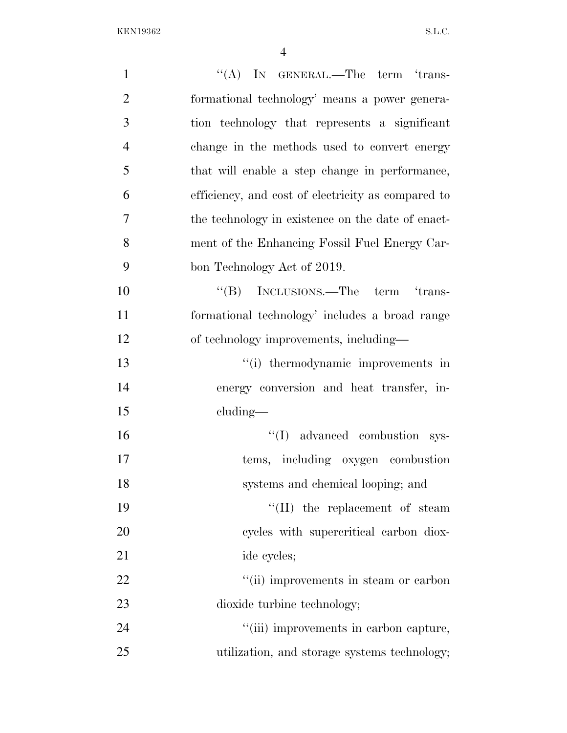"(A) IN GENERAL.—The term 'transformational technology' means a power generation technology that represents a significant change in the methods used to convert energy that will enable a step change in performance, efficiency, and cost of electricity as compared to the technology in existence on the date of enactment of the Enhancing Fossil Fuel Energy Carbon Technology Act of 2019.

"(B) INCLUSIONS.—The term 'transformational technology' includes a broad range of technology improvements, including—

"(i) thermodynamic improvements in energy conversion and heat transfer, including—

"(I) advanced combustion systems, including oxygen combustion systems and chemical looping; and

"(II) the replacement of steam cycles with supercritical carbon dioxide cycles;

"(ii) improvements in steam or carbon dioxide turbine technology;

"(iii) improvements in carbon capture, utilization, and storage systems technology;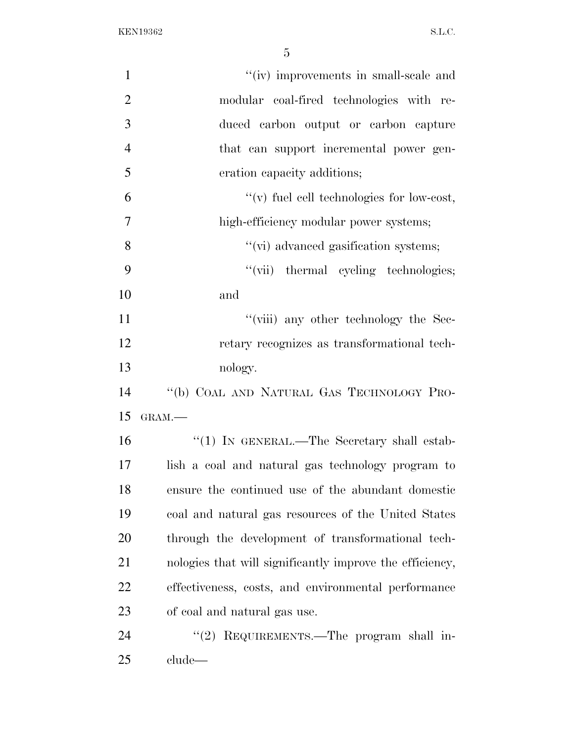"(iv) improvements in small-scale and modular coal-fired technologies with reduced carbon output or carbon capture that can support incremental power generation capacity additions;

"(v) fuel cell technologies for low-cost, high-efficiency modular power systems;

"(vi) advanced gasification systems;

"(vii) thermal cycling technologies; and

"(viii) any other technology the Secretary recognizes as transformational technology.

"(b) COAL AND NATURAL GAS TECHNOLOGY PROGRAM.—

"(1) IN GENERAL.—The Secretary shall establish a coal and natural gas technology program to ensure the continued use of the abundant domestic coal and natural gas resources of the United States through the development of transformational technologies that will significantly improve the efficiency, effectiveness, costs, and environmental performance of coal and natural gas use.

"(2) REQUIREMENTS.—The program shall include—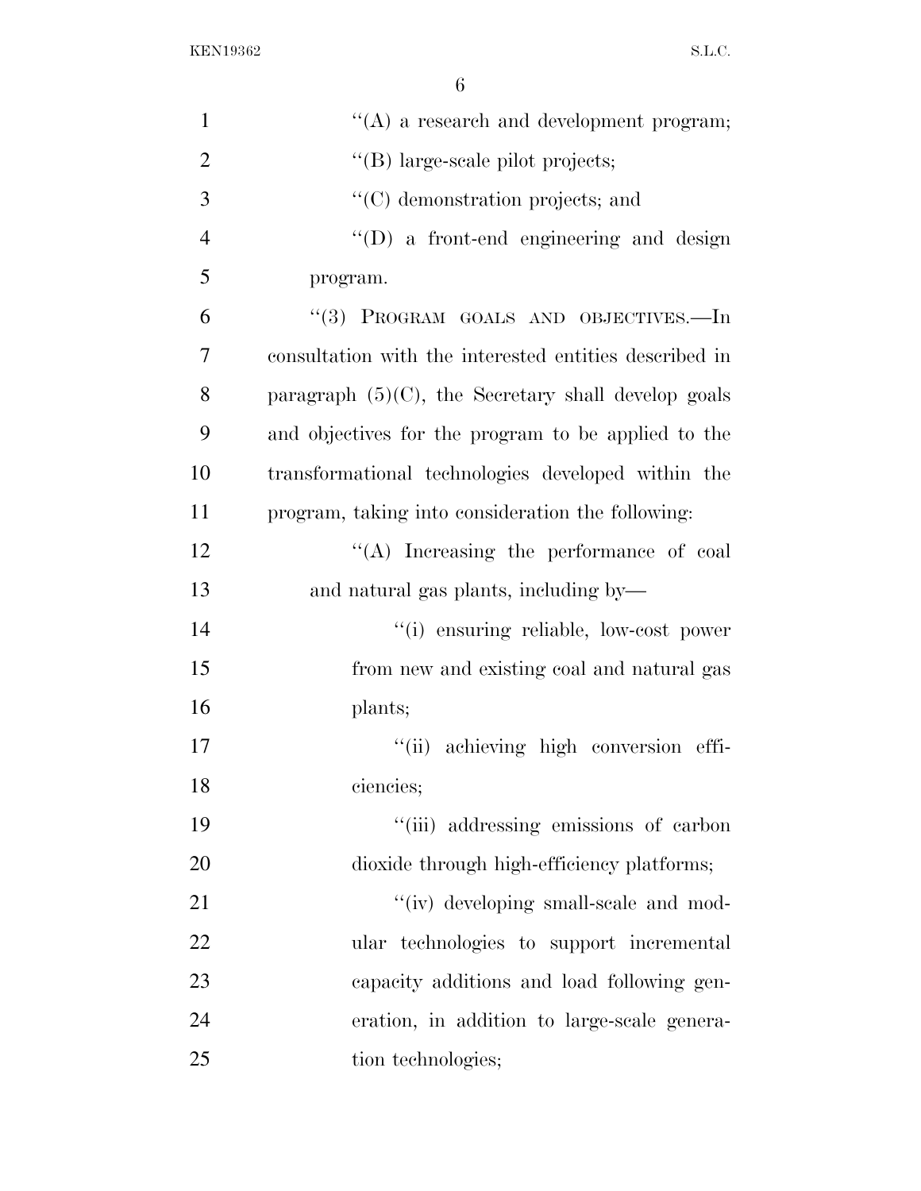"(A) a research and development program;

"(B) large-scale pilot projects;

"(C) demonstration projects; and

"(D) a front-end engineering and design program.

"(3) PROGRAM GOALS AND OBJECTIVES.—In consultation with the interested entities described in paragraph (5)(C), the Secretary shall develop goals and objectives for the program to be applied to the transformational technologies developed within the program, taking into consideration the following:

"(A) Increasing the performance of coal and natural gas plants, including by—

"(i) ensuring reliable, low-cost power from new and existing coal and natural gas plants;

"(ii) achieving high conversion efficiencies;

"(iii) addressing emissions of carbon dioxide through high-efficiency platforms;

"(iv) developing small-scale and modular technologies to support incremental capacity additions and load following generation, in addition to large-scale generation technologies;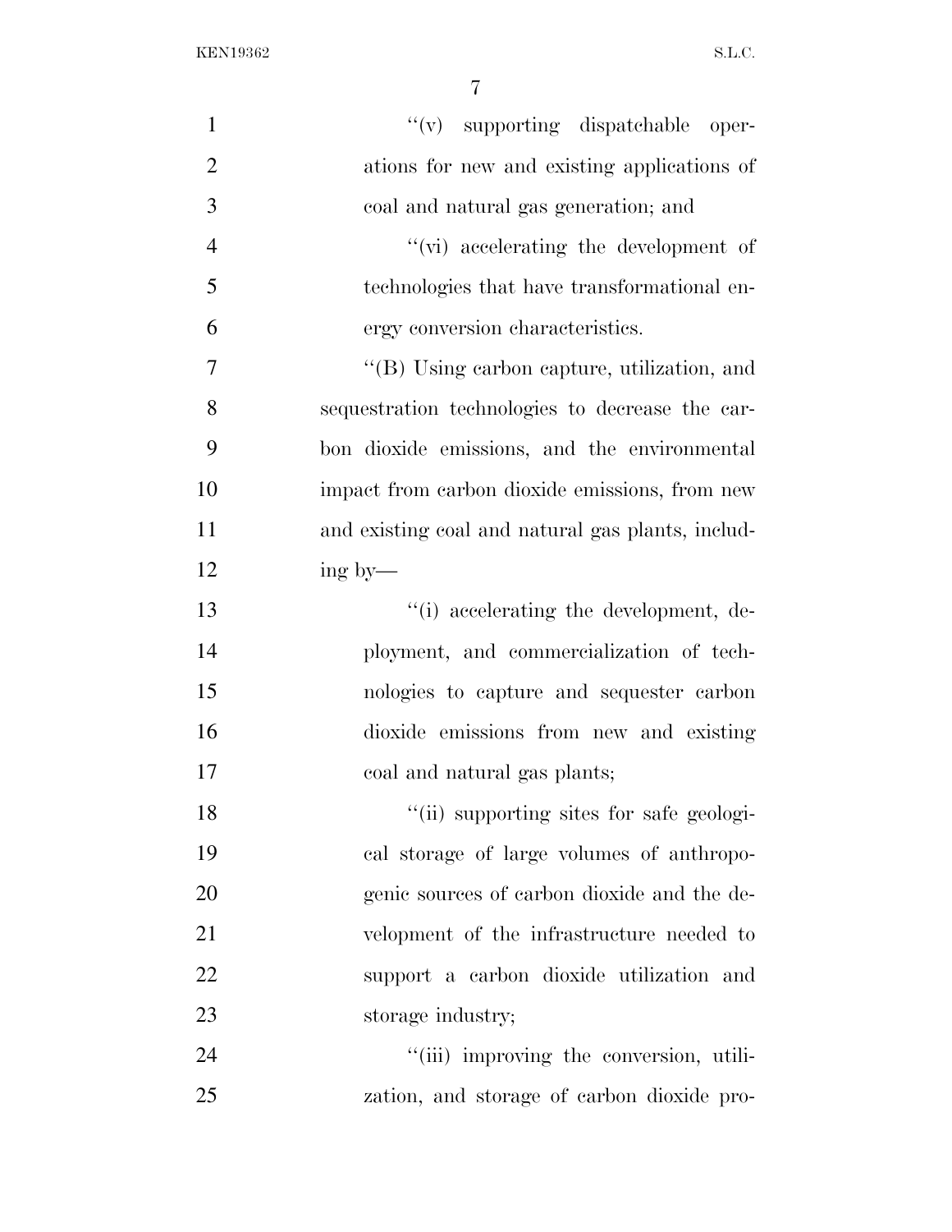"(v) supporting dispatchable operations for new and existing applications of coal and natural gas generation; and

"(vi) accelerating the development of technologies that have transformational energy conversion characteristics.

"(B) Using carbon capture, utilization, and sequestration technologies to decrease the carbon dioxide emissions, and the environmental impact from carbon dioxide emissions, from new and existing coal and natural gas plants, including by—

"(i) accelerating the development, deployment, and commercialization of technologies to capture and sequester carbon dioxide emissions from new and existing coal and natural gas plants;

"(ii) supporting sites for safe geological storage of large volumes of anthropogenic sources of carbon dioxide and the development of the infrastructure needed to support a carbon dioxide utilization and storage industry;

"(iii) improving the conversion, utilization, and storage of carbon dioxide pro-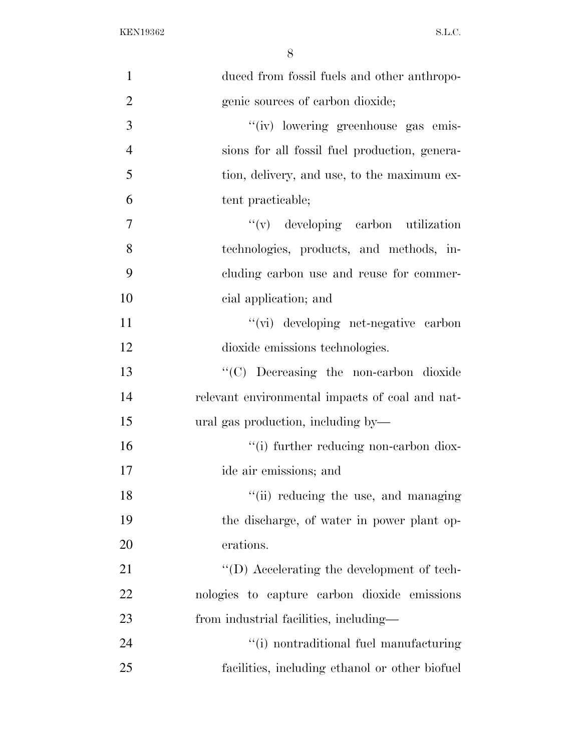duced from fossil fuels and other anthropogenic sources of carbon dioxide;

"(iv) lowering greenhouse gas emissions for all fossil fuel production, generation, delivery, and use, to the maximum extent practicable;

"(v) developing carbon utilization technologies, products, and methods, including carbon use and reuse for commercial application; and

"(vi) developing net-negative carbon dioxide emissions technologies.

"(C) Decreasing the non-carbon dioxide relevant environmental impacts of coal and natural gas production, including by—

"(i) further reducing non-carbon dioxide air emissions; and

"(ii) reducing the use, and managing the discharge, of water in power plant operations.

"(D) Accelerating the development of technologies to capture carbon dioxide emissions from industrial facilities, including—

"(i) nontraditional fuel manufacturing facilities, including ethanol or other biofuel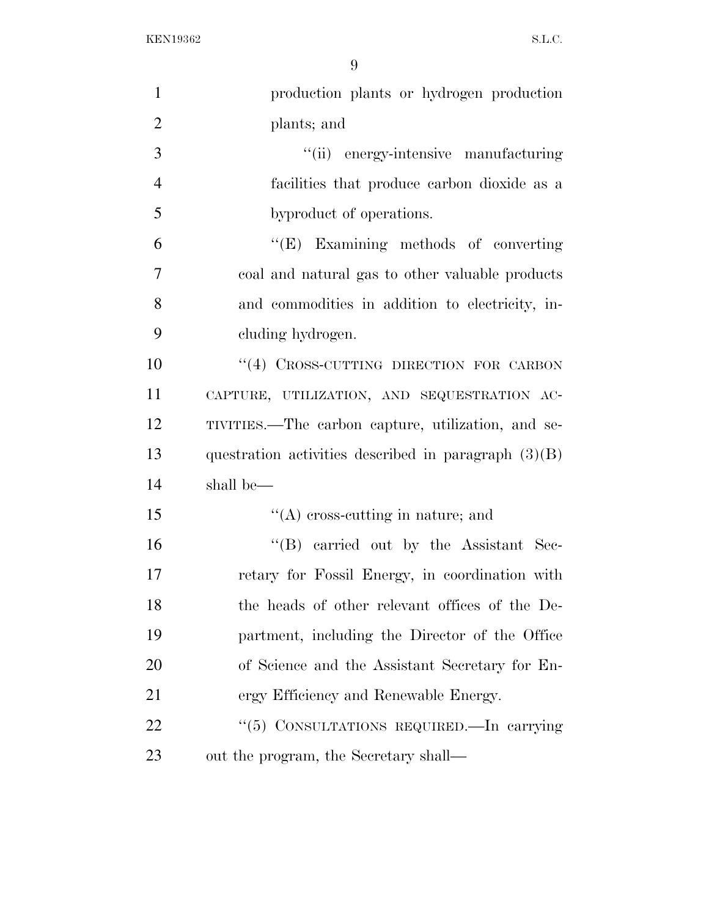production plants or hydrogen production plants; and

''(ii) energy-intensive manufacturing facilities that produce carbon dioxide as a byproduct of operations.

''(E) Examining methods of converting coal and natural gas to other valuable products and commodities in addition to electricity, including hydrogen.

''(4) CROSS-CUTTING DIRECTION FOR CARBON CAPTURE, UTILIZATION, AND SEQUESTRATION ACTIVITIES.—The carbon capture, utilization, and sequestration activities described in paragraph (3)(B) shall be—

''(A) cross-cutting in nature; and

''(B) carried out by the Assistant Secretary for Fossil Energy, in coordination with the heads of other relevant offices of the Department, including the Director of the Office of Science and the Assistant Secretary for Energy Efficiency and Renewable Energy.

''(5) CONSULTATIONS REQUIRED.—In carrying out the program, the Secretary shall—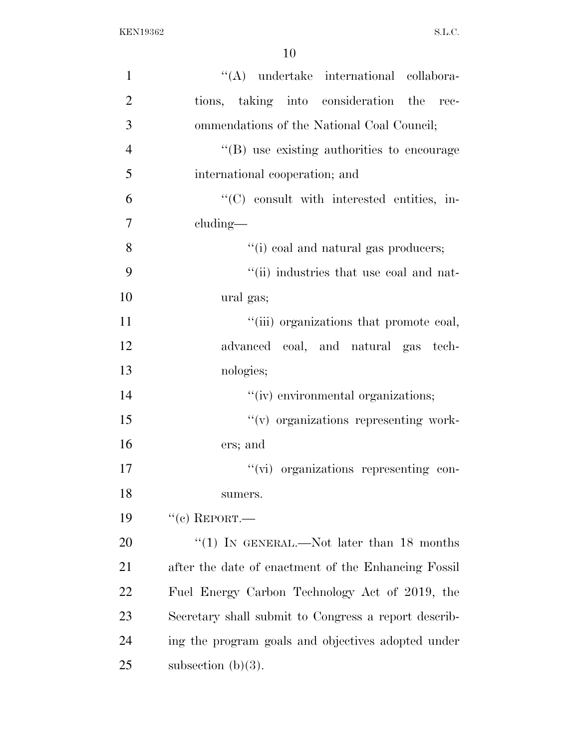"(A) undertake international collaborations, taking into consideration the recommendations of the National Coal Council;

"(B) use existing authorities to encourage international cooperation; and

"(C) consult with interested entities, including—

"(i) coal and natural gas producers;

"(ii) industries that use coal and natural gas;

"(iii) organizations that promote coal, advanced coal, and natural gas technologies;

"(iv) environmental organizations;

"(v) organizations representing workers; and

"(vi) organizations representing consumers.

"(c) REPORT.—

"(1) IN GENERAL.—Not later than 18 months after the date of enactment of the Enhancing Fossil Fuel Energy Carbon Technology Act of 2019, the Secretary shall submit to Congress a report describing the program goals and objectives adopted under subsection (b)(3).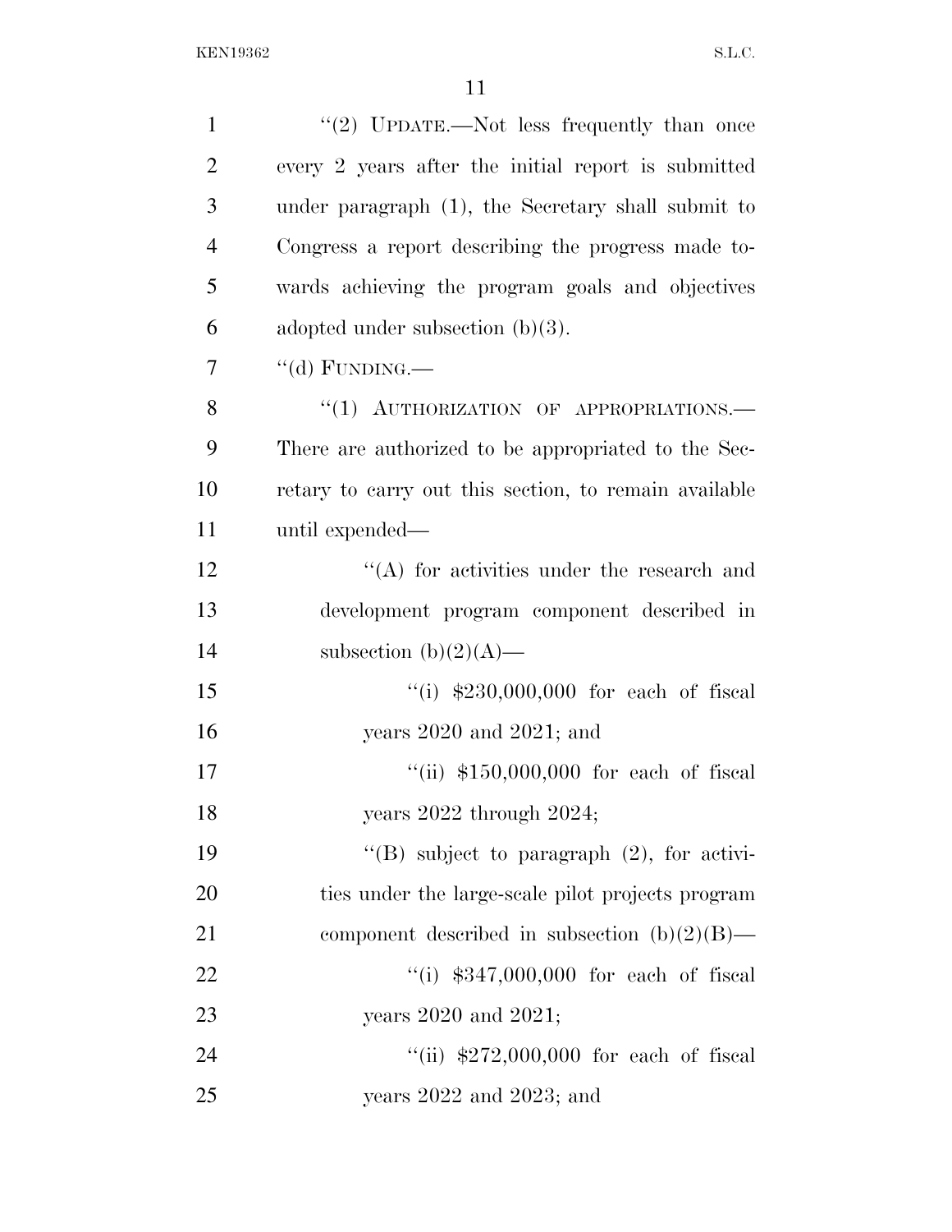''(2) UPDATE.—Not less frequently than once every 2 years after the initial report is submitted under paragraph (1), the Secretary shall submit to Congress a report describing the progress made towards achieving the program goals and objectives adopted under subsection (b)(3).

''(d) FUNDING.—

''(1) AUTHORIZATION OF APPROPRIATIONS.— There are authorized to be appropriated to the Secretary to carry out this section, to remain available until expended—

''(A) for activities under the research and development program component described in subsection (b)(2)(A)—

''(i) $230,000,000 for each of fiscal years 2020 and 2021; and

''(ii) $150,000,000 for each of fiscal years 2022 through 2024;

''(B) subject to paragraph (2), for activities under the large-scale pilot projects program component described in subsection (b)(2)(B)—

''(i) $347,000,000 for each of fiscal years 2020 and 2021;

''(ii) $272,000,000 for each of fiscal years 2022 and 2023; and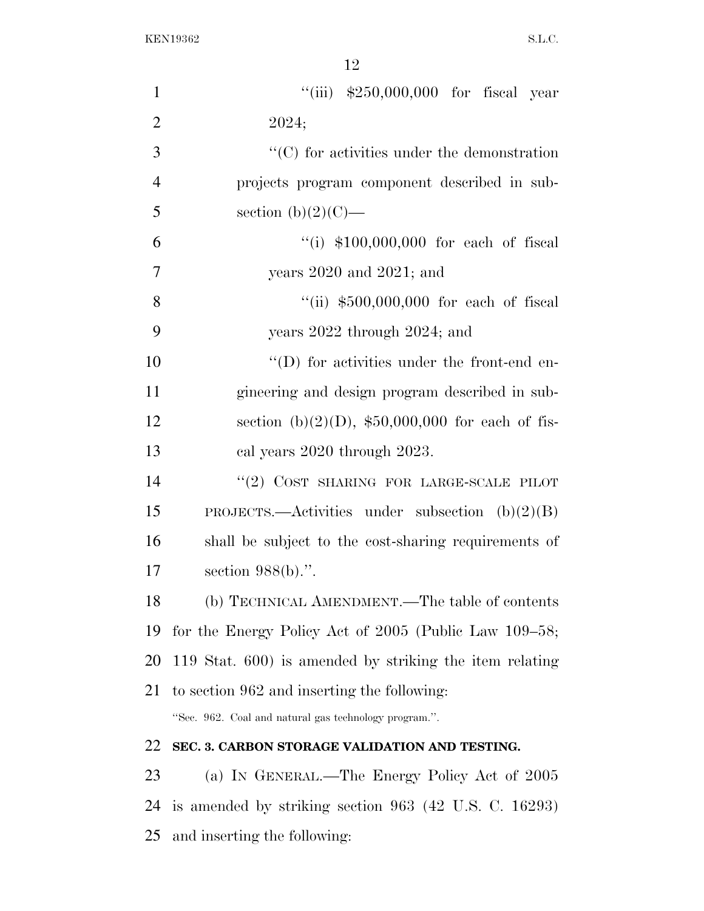"(iii) $250,000,000 for fiscal year 2024;

"(C) for activities under the demonstration projects program component described in subsection (b)(2)(C)—

"(i) $100,000,000 for each of fiscal years 2020 and 2021; and

"(ii) $500,000,000 for each of fiscal years 2022 through 2024; and

"(D) for activities under the front-end engineering and design program described in subsection (b)(2)(D), $50,000,000 for each of fiscal years 2020 through 2023.

"(2) COST SHARING FOR LARGE-SCALE PILOT PROJECTS.—Activities under subsection (b)(2)(B) shall be subject to the cost-sharing requirements of section 988(b).".

(b) TECHNICAL AMENDMENT.—The table of contents for the Energy Policy Act of 2005 (Public Law 109–58; 119 Stat. 600) is amended by striking the item relating to section 962 and inserting the following:

"Sec. 962. Coal and natural gas technology program.".

**SEC. 3. CARBON STORAGE VALIDATION AND TESTING.**

(a) IN GENERAL.—The Energy Policy Act of 2005 is amended by striking section 963 (42 U.S. C. 16293) and inserting the following: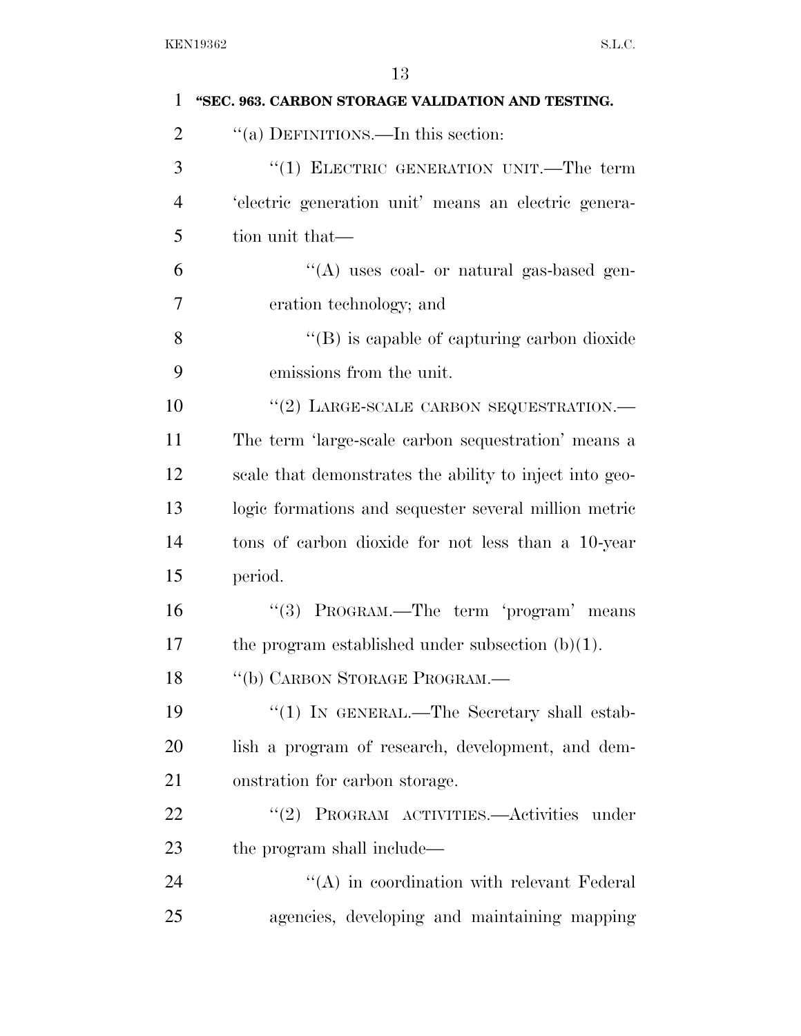**"SEC. 963. CARBON STORAGE VALIDATION AND TESTING.**

"(a) DEFINITIONS.—In this section:

"(1) ELECTRIC GENERATION UNIT.—The term 'electric generation unit' means an electric generation unit that—

"(A) uses coal- or natural gas-based generation technology; and

"(B) is capable of capturing carbon dioxide emissions from the unit.

"(2) LARGE-SCALE CARBON SEQUESTRATION.—The term 'large-scale carbon sequestration' means a scale that demonstrates the ability to inject into geologic formations and sequester several million metric tons of carbon dioxide for not less than a 10-year period.

"(3) PROGRAM.—The term 'program' means the program established under subsection (b)(1).

"(b) CARBON STORAGE PROGRAM.—

"(1) IN GENERAL.—The Secretary shall establish a program of research, development, and demonstration for carbon storage.

"(2) PROGRAM ACTIVITIES.—Activities under the program shall include—

"(A) in coordination with relevant Federal agencies, developing and maintaining mapping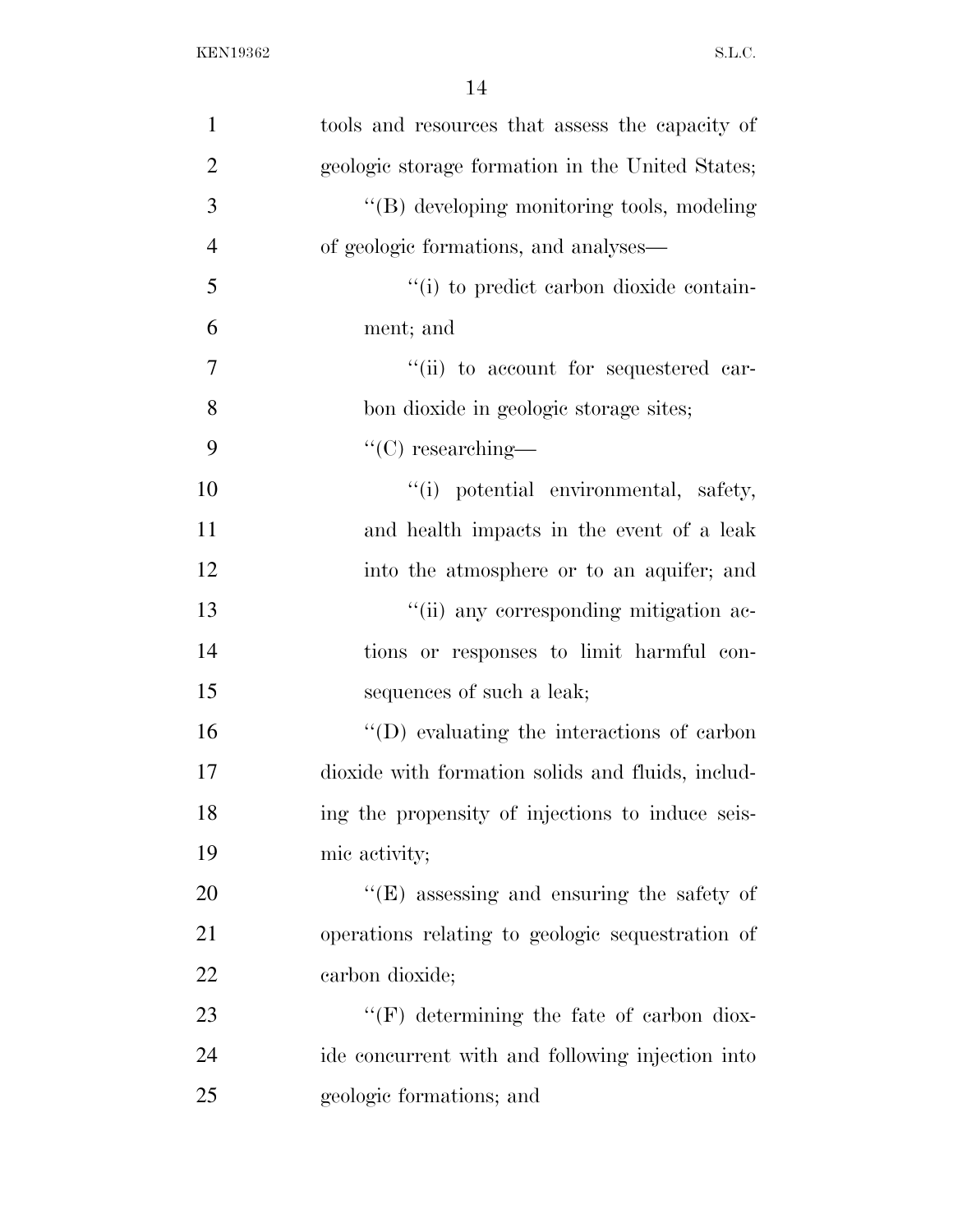tools and resources that assess the capacity of geologic storage formation in the United States;

''(B) developing monitoring tools, modeling of geologic formations, and analyses—

''(i) to predict carbon dioxide containment; and

''(ii) to account for sequestered carbon dioxide in geologic storage sites;

''(C) researching—

''(i) potential environmental, safety, and health impacts in the event of a leak into the atmosphere or to an aquifer; and

''(ii) any corresponding mitigation actions or responses to limit harmful consequences of such a leak;

''(D) evaluating the interactions of carbon dioxide with formation solids and fluids, including the propensity of injections to induce seismic activity;

''(E) assessing and ensuring the safety of operations relating to geologic sequestration of carbon dioxide;

''(F) determining the fate of carbon dioxide concurrent with and following injection into geologic formations; and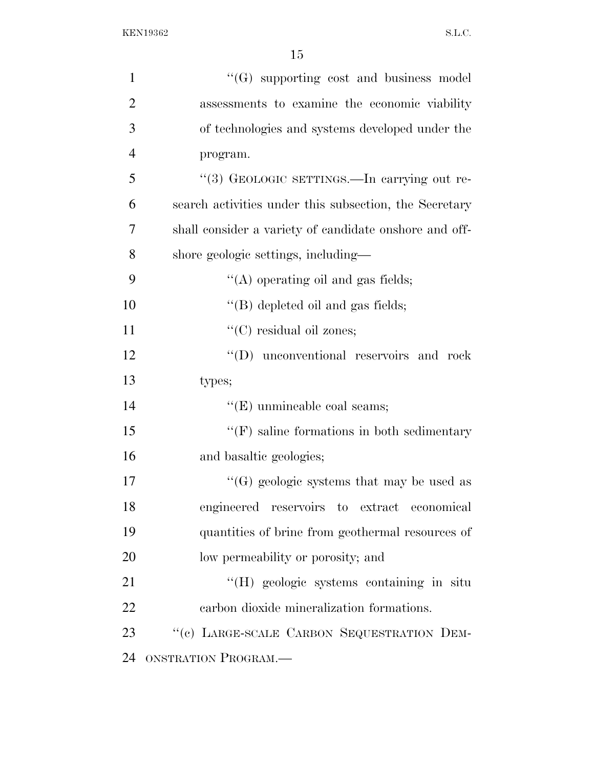"(G) supporting cost and business model assessments to examine the economic viability of technologies and systems developed under the program.

"(3) GEOLOGIC SETTINGS.—In carrying out research activities under this subsection, the Secretary shall consider a variety of candidate onshore and offshore geologic settings, including—

"(A) operating oil and gas fields;

"(B) depleted oil and gas fields;

"(C) residual oil zones;

"(D) unconventional reservoirs and rock types;

"(E) unmineable coal seams;

"(F) saline formations in both sedimentary and basaltic geologies;

"(G) geologic systems that may be used as engineered reservoirs to extract economical quantities of brine from geothermal resources of low permeability or porosity; and

"(H) geologic systems containing in situ carbon dioxide mineralization formations.

"(c) LARGE-SCALE CARBON SEQUESTRATION DEMONSTRATION PROGRAM.—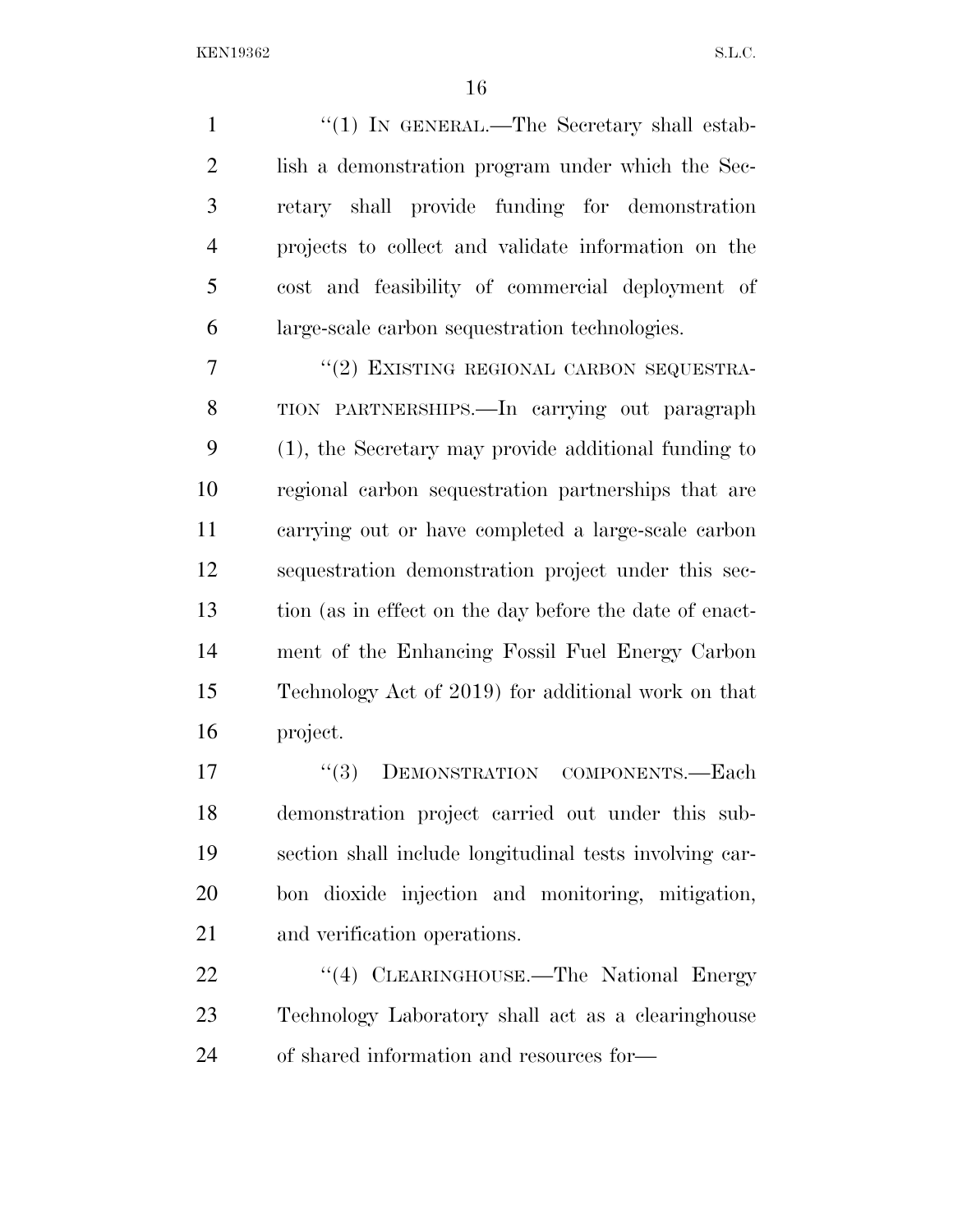"(1) IN GENERAL.—The Secretary shall establish a demonstration program under which the Secretary shall provide funding for demonstration projects to collect and validate information on the cost and feasibility of commercial deployment of large-scale carbon sequestration technologies.

"(2) EXISTING REGIONAL CARBON SEQUESTRATION PARTNERSHIPS.—In carrying out paragraph (1), the Secretary may provide additional funding to regional carbon sequestration partnerships that are carrying out or have completed a large-scale carbon sequestration demonstration project under this section (as in effect on the day before the date of enactment of the Enhancing Fossil Fuel Energy Carbon Technology Act of 2019) for additional work on that project.

"(3) DEMONSTRATION COMPONENTS.—Each demonstration project carried out under this subsection shall include longitudinal tests involving carbon dioxide injection and monitoring, mitigation, and verification operations.

"(4) CLEARINGHOUSE.—The National Energy Technology Laboratory shall act as a clearinghouse of shared information and resources for—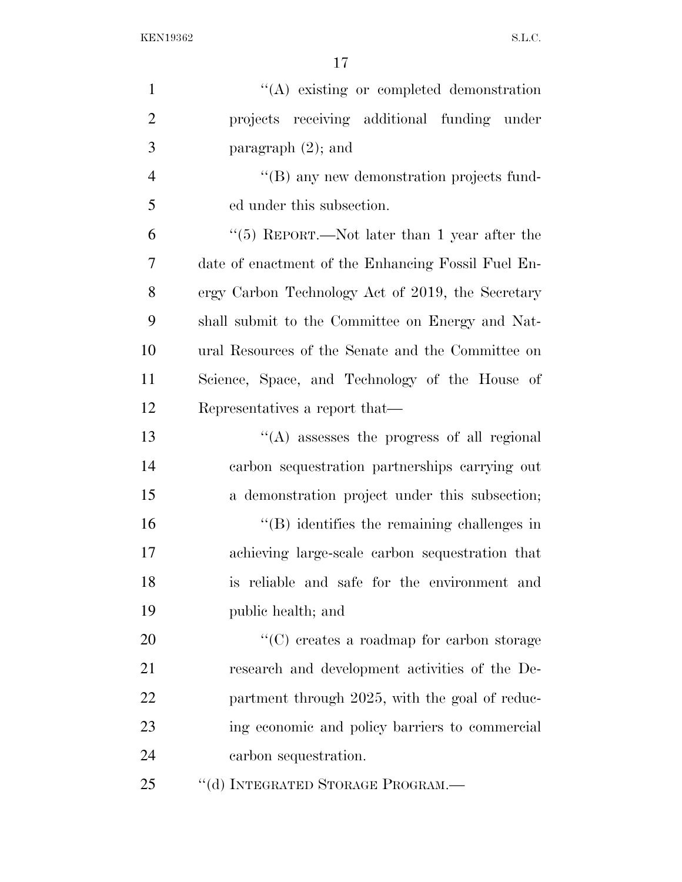''(A) existing or completed demonstration projects receiving additional funding under paragraph (2); and

''(B) any new demonstration projects funded under this subsection.

''(5) REPORT.—Not later than 1 year after the date of enactment of the Enhancing Fossil Fuel Energy Carbon Technology Act of 2019, the Secretary shall submit to the Committee on Energy and Natural Resources of the Senate and the Committee on Science, Space, and Technology of the House of Representatives a report that—

''(A) assesses the progress of all regional carbon sequestration partnerships carrying out a demonstration project under this subsection;

''(B) identifies the remaining challenges in achieving large-scale carbon sequestration that is reliable and safe for the environment and public health; and

''(C) creates a roadmap for carbon storage research and development activities of the Department through 2025, with the goal of reducing economic and policy barriers to commercial carbon sequestration.

''(d) INTEGRATED STORAGE PROGRAM.—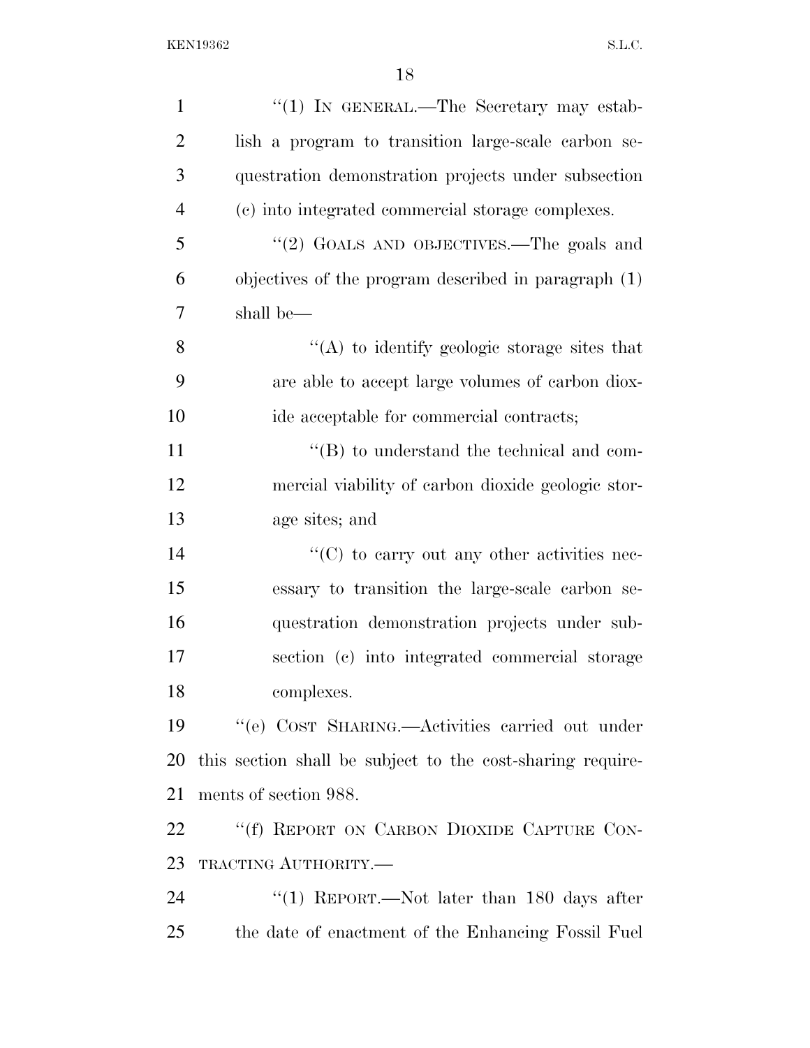"(1) IN GENERAL.—The Secretary may establish a program to transition large-scale carbon sequestration demonstration projects under subsection (c) into integrated commercial storage complexes.

"(2) GOALS AND OBJECTIVES.—The goals and objectives of the program described in paragraph (1) shall be—

"(A) to identify geologic storage sites that are able to accept large volumes of carbon dioxide acceptable for commercial contracts;

"(B) to understand the technical and commercial viability of carbon dioxide geologic storage sites; and

"(C) to carry out any other activities necessary to transition the large-scale carbon sequestration demonstration projects under subsection (c) into integrated commercial storage complexes.

"(e) COST SHARING.—Activities carried out under this section shall be subject to the cost-sharing requirements of section 988.

"(f) REPORT ON CARBON DIOXIDE CAPTURE CONTRACTING AUTHORITY.—

"(1) REPORT.—Not later than 180 days after the date of enactment of the Enhancing Fossil Fuel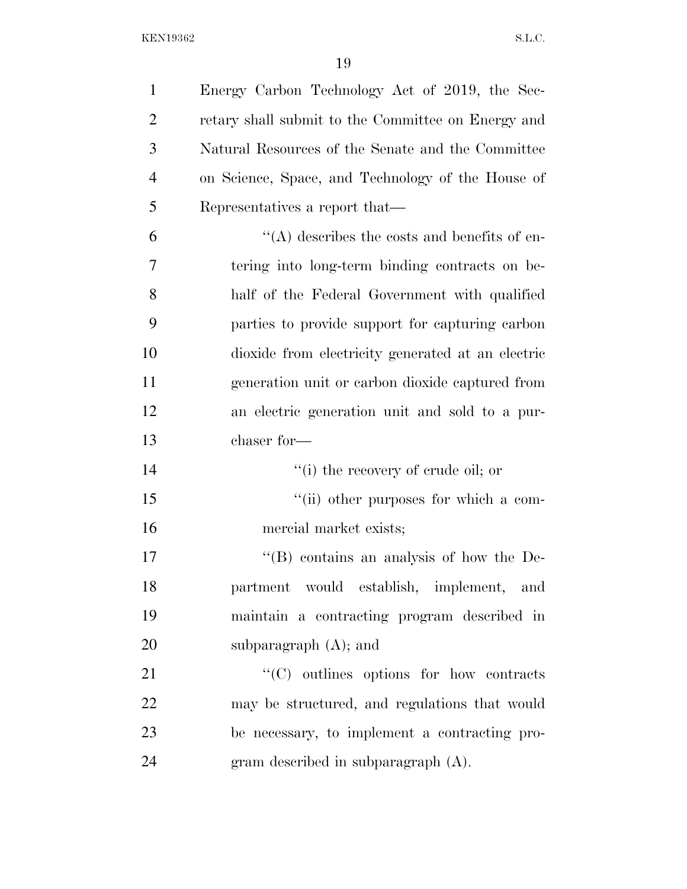Energy Carbon Technology Act of 2019, the Secretary shall submit to the Committee on Energy and Natural Resources of the Senate and the Committee on Science, Space, and Technology of the House of Representatives a report that—

"(A) describes the costs and benefits of entering into long-term binding contracts on behalf of the Federal Government with qualified parties to provide support for capturing carbon dioxide from electricity generated at an electric generation unit or carbon dioxide captured from an electric generation unit and sold to a purchaser for—

"(i) the recovery of crude oil; or

"(ii) other purposes for which a commercial market exists;

"(B) contains an analysis of how the Department would establish, implement, and maintain a contracting program described in subparagraph (A); and

"(C) outlines options for how contracts may be structured, and regulations that would be necessary, to implement a contracting program described in subparagraph (A).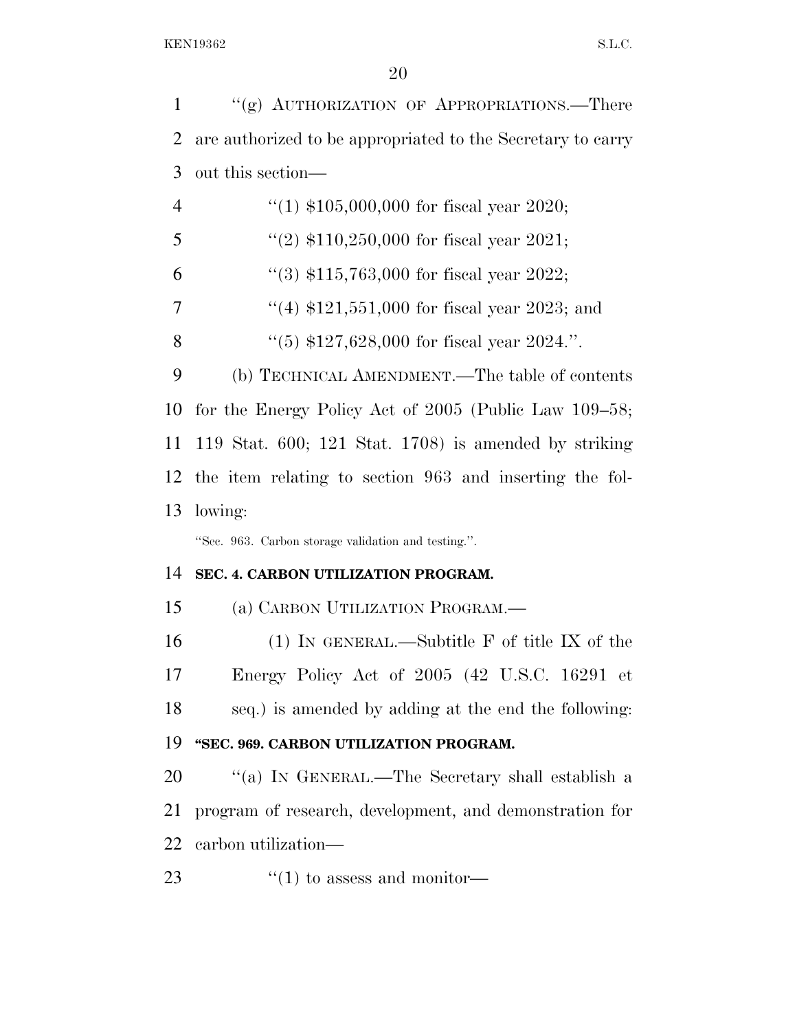"(g) AUTHORIZATION OF APPROPRIATIONS.—There are authorized to be appropriated to the Secretary to carry out this section—

"(1) $105,000,000 for fiscal year 2020;

"(2) $110,250,000 for fiscal year 2021;

"(3) $115,763,000 for fiscal year 2022;

"(4) $121,551,000 for fiscal year 2023; and

"(5) $127,628,000 for fiscal year 2024.".

(b) TECHNICAL AMENDMENT.—The table of contents for the Energy Policy Act of 2005 (Public Law 109–58; 119 Stat. 600; 121 Stat. 1708) is amended by striking the item relating to section 963 and inserting the following:

"Sec. 963. Carbon storage validation and testing.".

**SEC. 4. CARBON UTILIZATION PROGRAM.**

(a) CARBON UTILIZATION PROGRAM.—

(1) IN GENERAL.—Subtitle F of title IX of the Energy Policy Act of 2005 (42 U.S.C. 16291 et seq.) is amended by adding at the end the following:

**"SEC. 969. CARBON UTILIZATION PROGRAM.**

"(a) IN GENERAL.—The Secretary shall establish a program of research, development, and demonstration for carbon utilization—

"(1) to assess and monitor—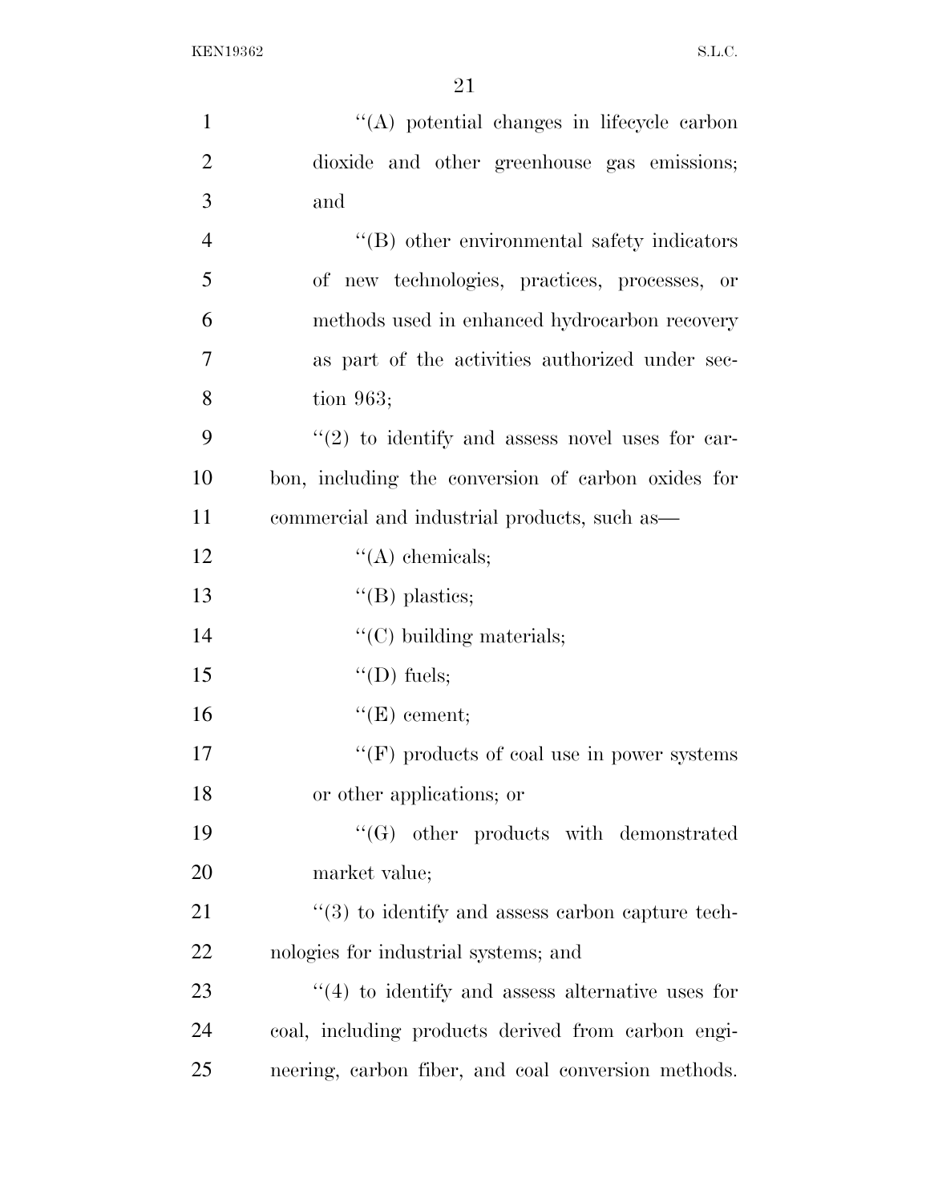''(A) potential changes in lifecycle carbon dioxide and other greenhouse gas emissions; and

''(B) other environmental safety indicators of new technologies, practices, processes, or methods used in enhanced hydrocarbon recovery as part of the activities authorized under section 963;

''(2) to identify and assess novel uses for carbon, including the conversion of carbon oxides for commercial and industrial products, such as—

''(A) chemicals;

''(B) plastics;

''(C) building materials;

''(D) fuels;

''(E) cement;

''(F) products of coal use in power systems or other applications; or

''(G) other products with demonstrated market value;

''(3) to identify and assess carbon capture technologies for industrial systems; and

''(4) to identify and assess alternative uses for coal, including products derived from carbon engineering, carbon fiber, and coal conversion methods.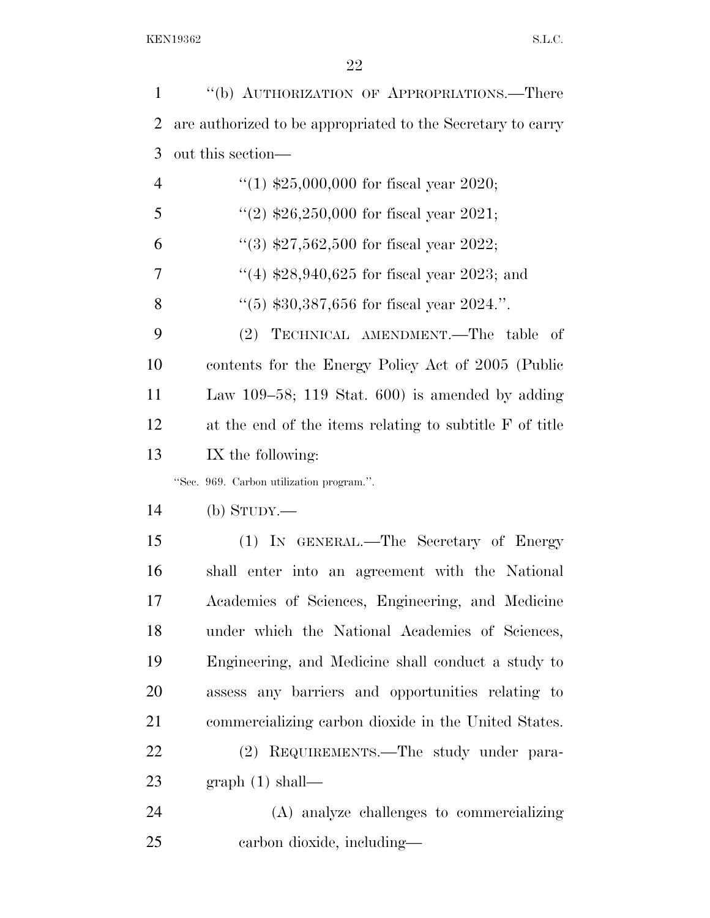"(b) AUTHORIZATION OF APPROPRIATIONS.—There are authorized to be appropriated to the Secretary to carry out this section—

"(1) $25,000,000 for fiscal year 2020;

"(2) $26,250,000 for fiscal year 2021;

"(3) $27,562,500 for fiscal year 2022;

"(4) $28,940,625 for fiscal year 2023; and

"(5) $30,387,656 for fiscal year 2024.".

(2) TECHNICAL AMENDMENT.—The table of contents for the Energy Policy Act of 2005 (Public Law 109–58; 119 Stat. 600) is amended by adding at the end of the items relating to subtitle F of title IX the following:

"Sec. 969. Carbon utilization program.".

(b) STUDY.—

(1) IN GENERAL.—The Secretary of Energy shall enter into an agreement with the National Academies of Sciences, Engineering, and Medicine under which the National Academies of Sciences, Engineering, and Medicine shall conduct a study to assess any barriers and opportunities relating to commercializing carbon dioxide in the United States.

(2) REQUIREMENTS.—The study under paragraph (1) shall—

(A) analyze challenges to commercializing carbon dioxide, including—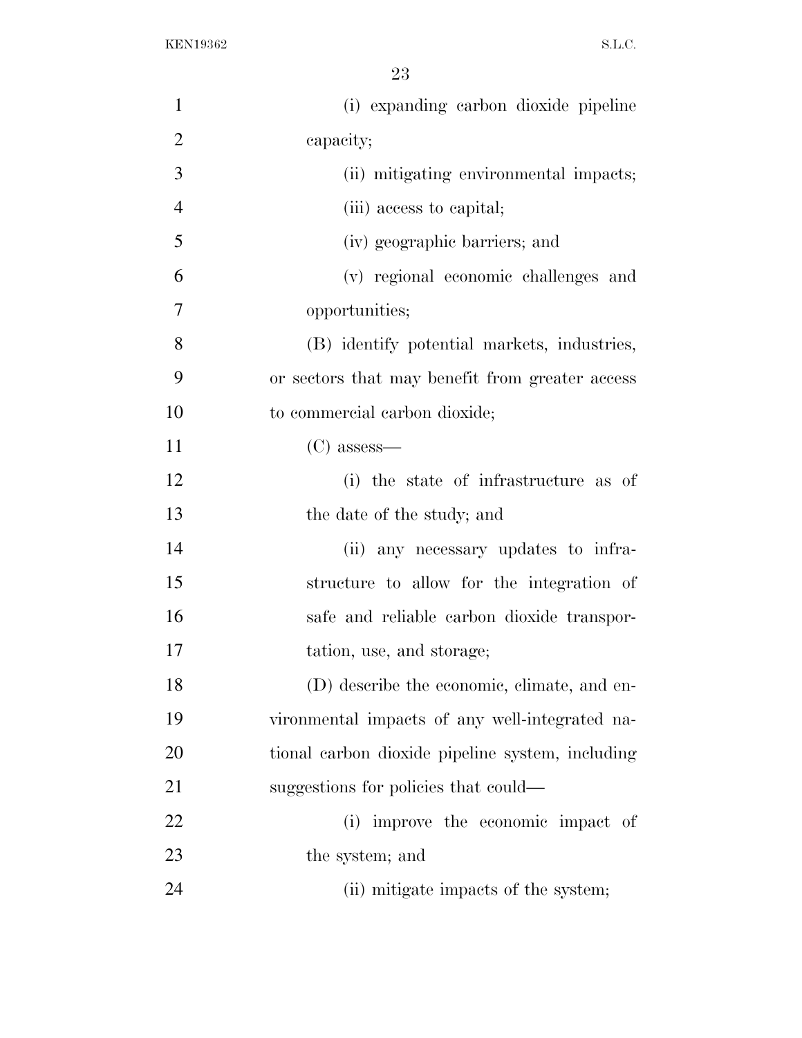(i) expanding carbon dioxide pipeline capacity;

(ii) mitigating environmental impacts;

(iii) access to capital;

(iv) geographic barriers; and

(v) regional economic challenges and opportunities;

(B) identify potential markets, industries, or sectors that may benefit from greater access to commercial carbon dioxide;

(C) assess—

(i) the state of infrastructure as of the date of the study; and

(ii) any necessary updates to infrastructure to allow for the integration of safe and reliable carbon dioxide transportation, use, and storage;

(D) describe the economic, climate, and environmental impacts of any well-integrated national carbon dioxide pipeline system, including suggestions for policies that could—

(i) improve the economic impact of the system; and

(ii) mitigate impacts of the system;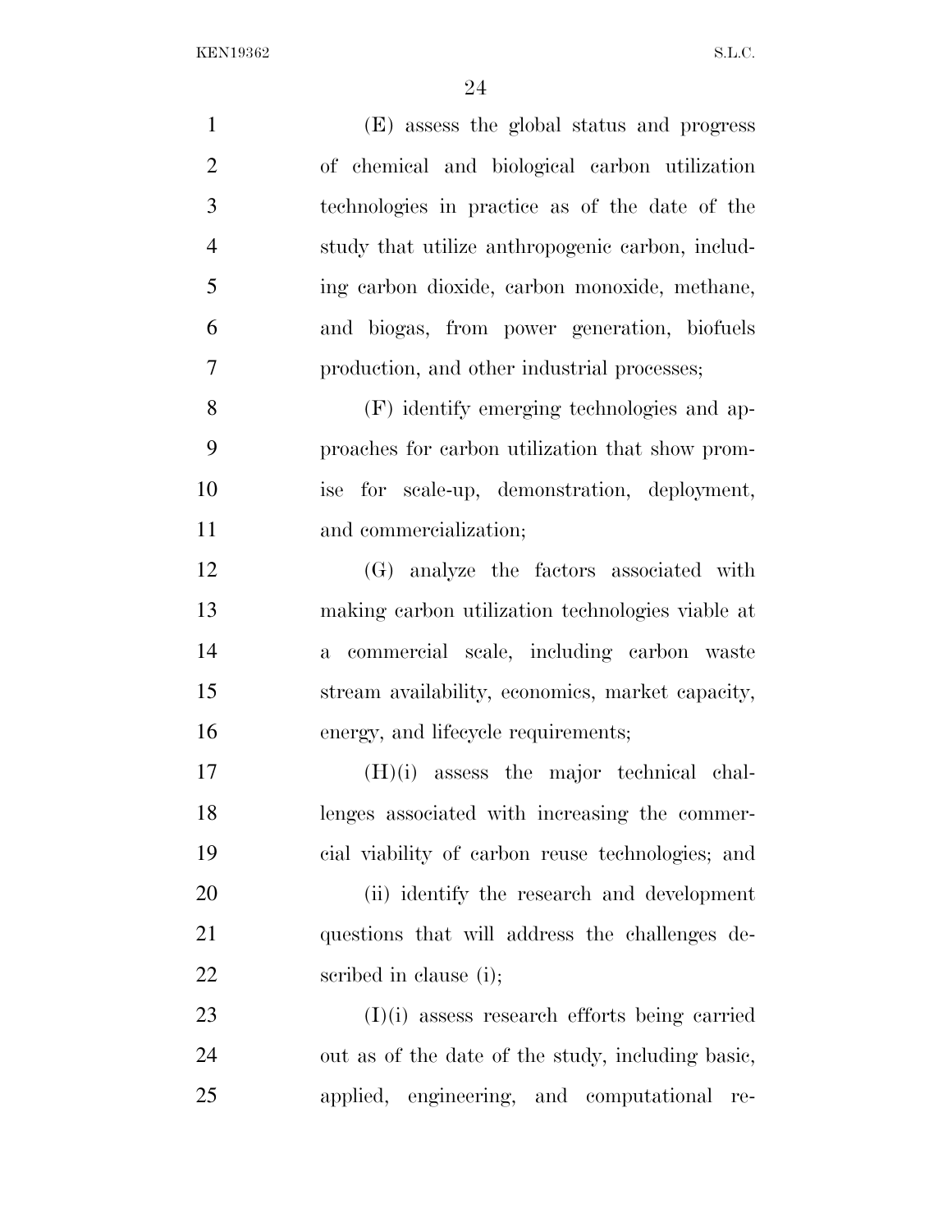(E) assess the global status and progress of chemical and biological carbon utilization technologies in practice as of the date of the study that utilize anthropogenic carbon, including carbon dioxide, carbon monoxide, methane, and biogas, from power generation, biofuels production, and other industrial processes;

(F) identify emerging technologies and approaches for carbon utilization that show promise for scale-up, demonstration, deployment, and commercialization;

(G) analyze the factors associated with making carbon utilization technologies viable at a commercial scale, including carbon waste stream availability, economics, market capacity, energy, and lifecycle requirements;

(H)(i) assess the major technical challenges associated with increasing the commercial viability of carbon reuse technologies; and

(ii) identify the research and development questions that will address the challenges described in clause (i);

(I)(i) assess research efforts being carried out as of the date of the study, including basic, applied, engineering, and computational re-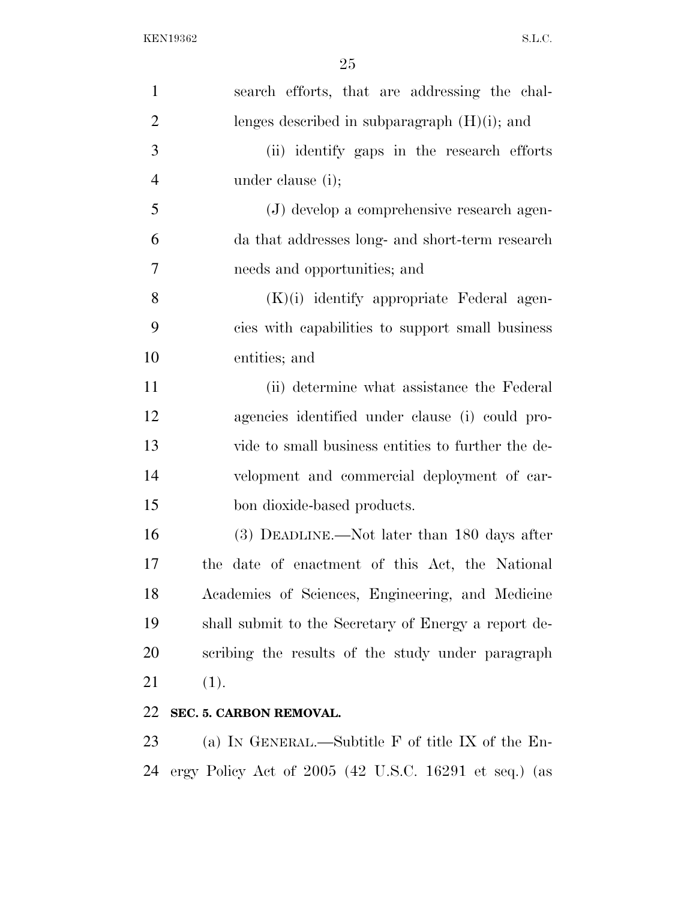search efforts, that are addressing the challenges described in subparagraph (H)(i); and

(ii) identify gaps in the research efforts under clause (i);

(J) develop a comprehensive research agenda that addresses long- and short-term research needs and opportunities; and

(K)(i) identify appropriate Federal agencies with capabilities to support small business entities; and

(ii) determine what assistance the Federal agencies identified under clause (i) could provide to small business entities to further the development and commercial deployment of carbon dioxide-based products.

(3) DEADLINE.—Not later than 180 days after the date of enactment of this Act, the National Academies of Sciences, Engineering, and Medicine shall submit to the Secretary of Energy a report describing the results of the study under paragraph (1).

**SEC. 5. CARBON REMOVAL.**

(a) IN GENERAL.—Subtitle F of title IX of the Energy Policy Act of 2005 (42 U.S.C. 16291 et seq.) (as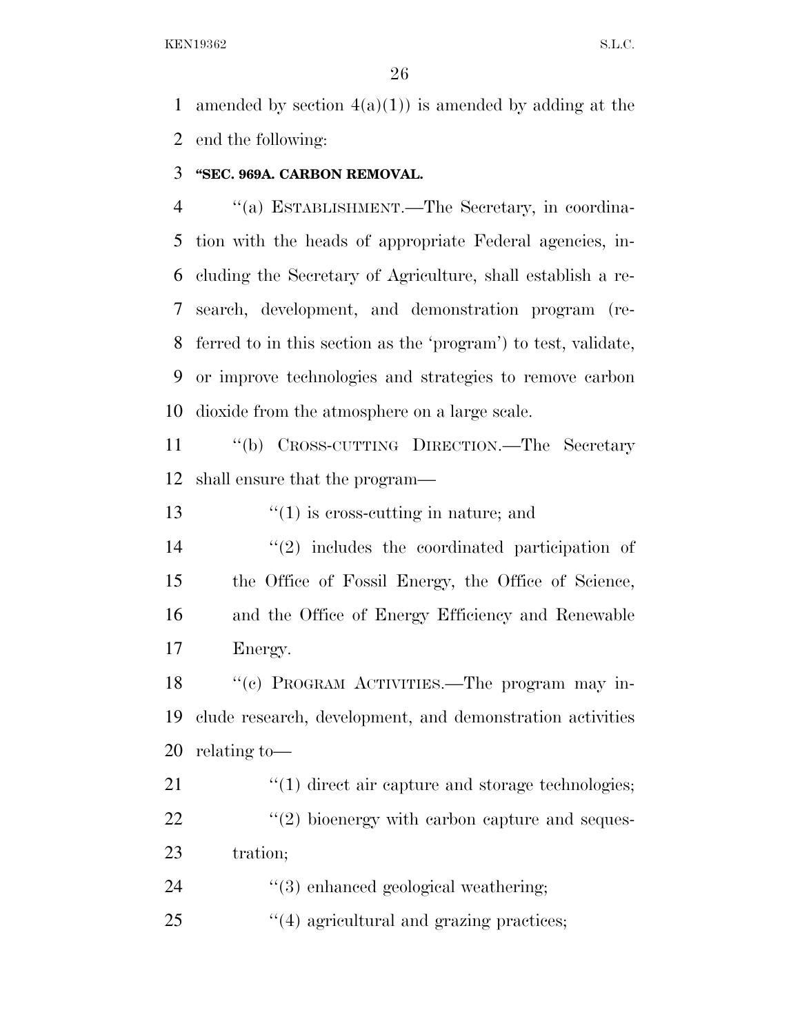amended by section 4(a)(1)) is amended by adding at the end the following:

**"SEC. 969A. CARBON REMOVAL.**

"(a) ESTABLISHMENT.—The Secretary, in coordination with the heads of appropriate Federal agencies, including the Secretary of Agriculture, shall establish a research, development, and demonstration program (referred to in this section as the 'program') to test, validate, or improve technologies and strategies to remove carbon dioxide from the atmosphere on a large scale.

"(b) CROSS-CUTTING DIRECTION.—The Secretary shall ensure that the program—

"(1) is cross-cutting in nature; and

"(2) includes the coordinated participation of the Office of Fossil Energy, the Office of Science, and the Office of Energy Efficiency and Renewable Energy.

"(c) PROGRAM ACTIVITIES.—The program may include research, development, and demonstration activities relating to—

"(1) direct air capture and storage technologies;

"(2) bioenergy with carbon capture and sequestration;

"(3) enhanced geological weathering;

"(4) agricultural and grazing practices;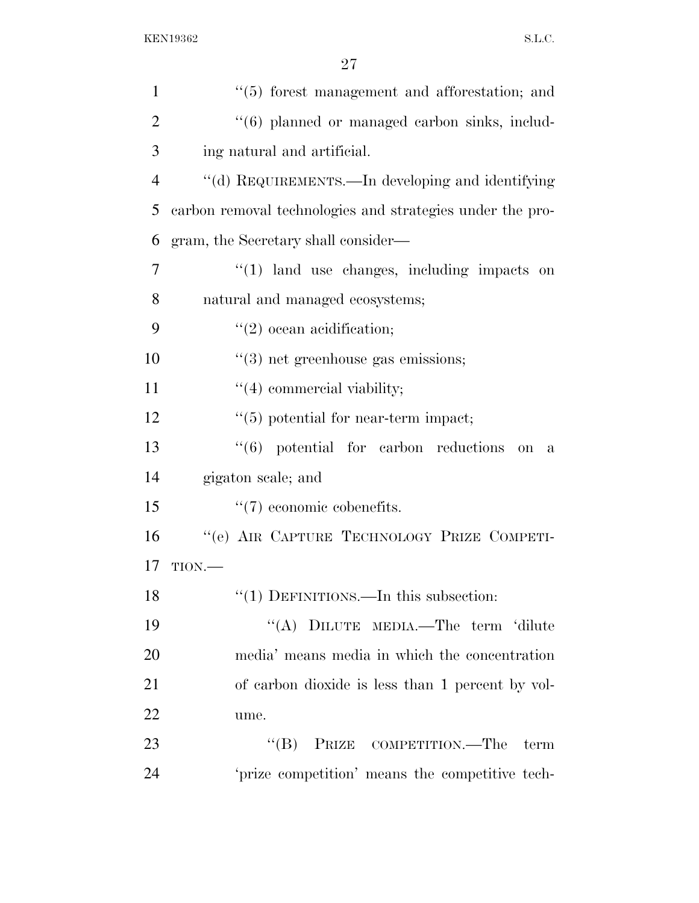''(5) forest management and afforestation; and

''(6) planned or managed carbon sinks, including natural and artificial.

''(d) REQUIREMENTS.—In developing and identifying carbon removal technologies and strategies under the program, the Secretary shall consider—

''(1) land use changes, including impacts on natural and managed ecosystems;

''(2) ocean acidification;

''(3) net greenhouse gas emissions;

''(4) commercial viability;

''(5) potential for near-term impact;

''(6) potential for carbon reductions on a gigaton scale; and

''(7) economic cobenefits.

''(e) AIR CAPTURE TECHNOLOGY PRIZE COMPETITION.—

''(1) DEFINITIONS.—In this subsection:

''(A) DILUTE MEDIA.—The term 'dilute media' means media in which the concentration of carbon dioxide is less than 1 percent by volume.

''(B) PRIZE COMPETITION.—The term 'prize competition' means the competitive tech-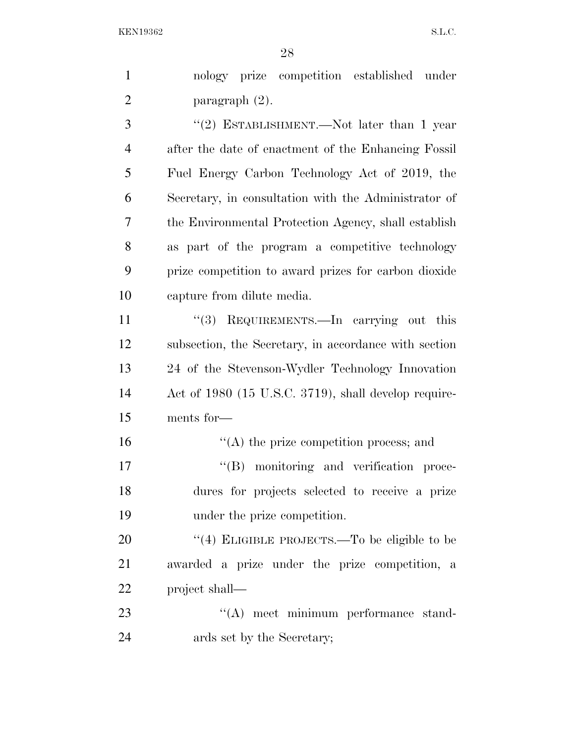nology prize competition established under paragraph (2).

"(2) ESTABLISHMENT.—Not later than 1 year after the date of enactment of the Enhancing Fossil Fuel Energy Carbon Technology Act of 2019, the Secretary, in consultation with the Administrator of the Environmental Protection Agency, shall establish as part of the program a competitive technology prize competition to award prizes for carbon dioxide capture from dilute media.

"(3) REQUIREMENTS.—In carrying out this subsection, the Secretary, in accordance with section 24 of the Stevenson-Wydler Technology Innovation Act of 1980 (15 U.S.C. 3719), shall develop requirements for—

"(A) the prize competition process; and

"(B) monitoring and verification procedures for projects selected to receive a prize under the prize competition.

"(4) ELIGIBLE PROJECTS.—To be eligible to be awarded a prize under the prize competition, a project shall—

"(A) meet minimum performance standards set by the Secretary;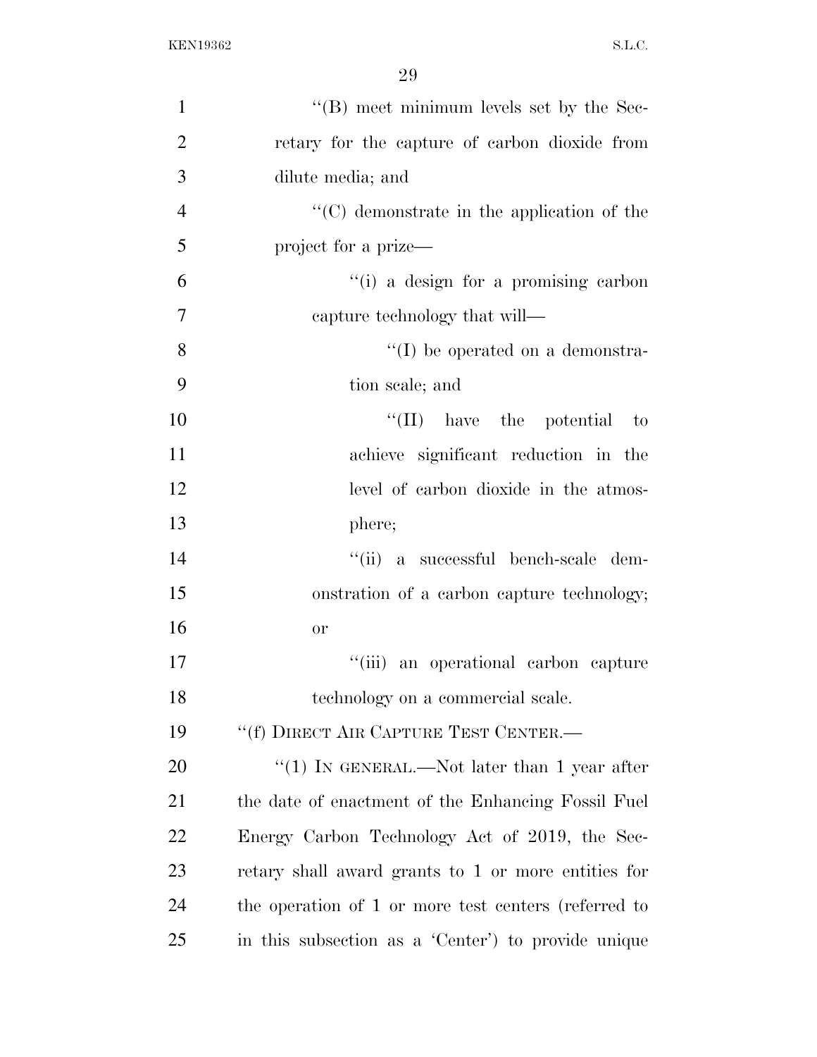''(B) meet minimum levels set by the Secretary for the capture of carbon dioxide from dilute media; and

''(C) demonstrate in the application of the project for a prize—

''(i) a design for a promising carbon capture technology that will—

''(I) be operated on a demonstration scale; and

''(II) have the potential to achieve significant reduction in the level of carbon dioxide in the atmosphere;

''(ii) a successful bench-scale demonstration of a carbon capture technology; or

''(iii) an operational carbon capture technology on a commercial scale.

''(f) DIRECT AIR CAPTURE TEST CENTER.—

''(1) IN GENERAL.—Not later than 1 year after the date of enactment of the Enhancing Fossil Fuel Energy Carbon Technology Act of 2019, the Secretary shall award grants to 1 or more entities for the operation of 1 or more test centers (referred to in this subsection as a 'Center') to provide unique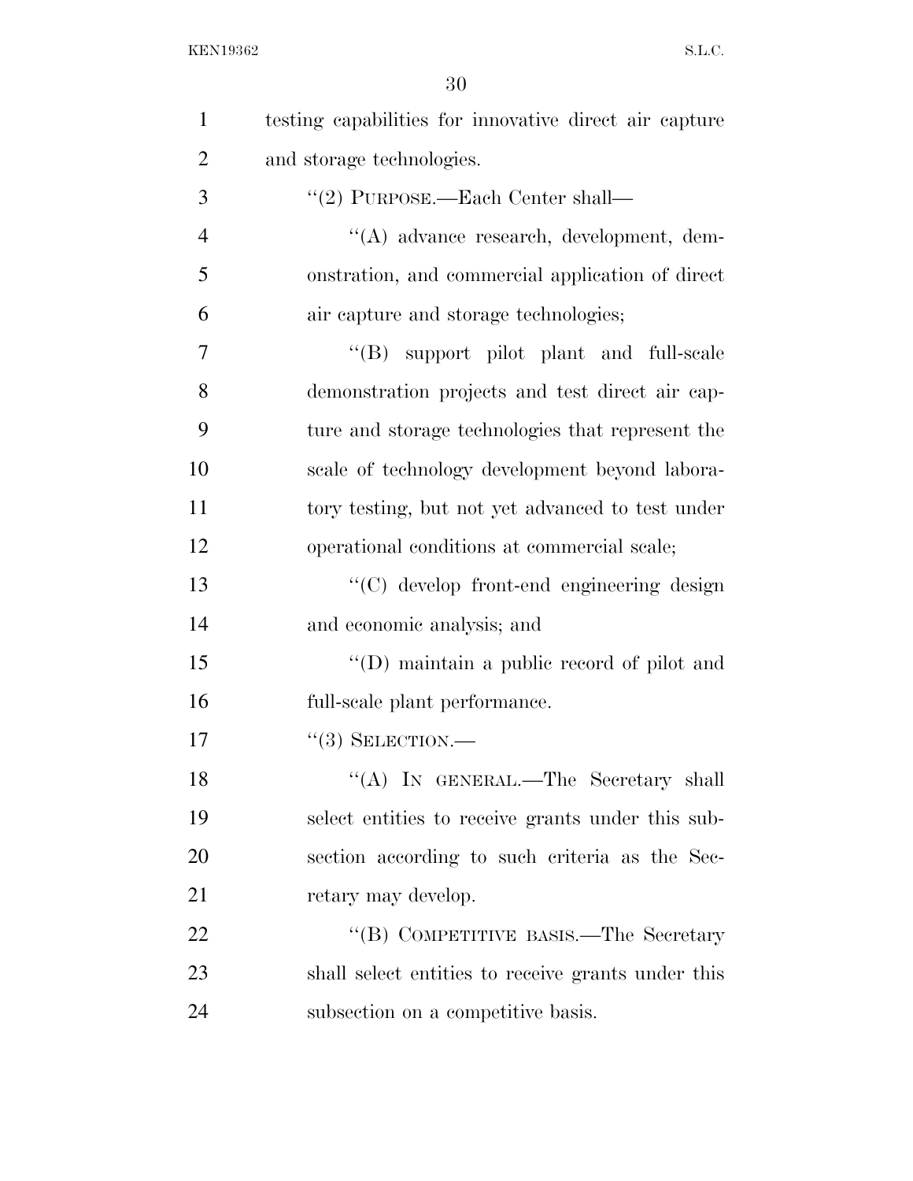testing capabilities for innovative direct air capture and storage technologies.

"(2) PURPOSE.—Each Center shall—

"(A) advance research, development, demonstration, and commercial application of direct air capture and storage technologies;

"(B) support pilot plant and full-scale demonstration projects and test direct air capture and storage technologies that represent the scale of technology development beyond laboratory testing, but not yet advanced to test under operational conditions at commercial scale;

"(C) develop front-end engineering design and economic analysis; and

"(D) maintain a public record of pilot and full-scale plant performance.

"(3) SELECTION.—

"(A) IN GENERAL.—The Secretary shall select entities to receive grants under this subsection according to such criteria as the Secretary may develop.

"(B) COMPETITIVE BASIS.—The Secretary shall select entities to receive grants under this subsection on a competitive basis.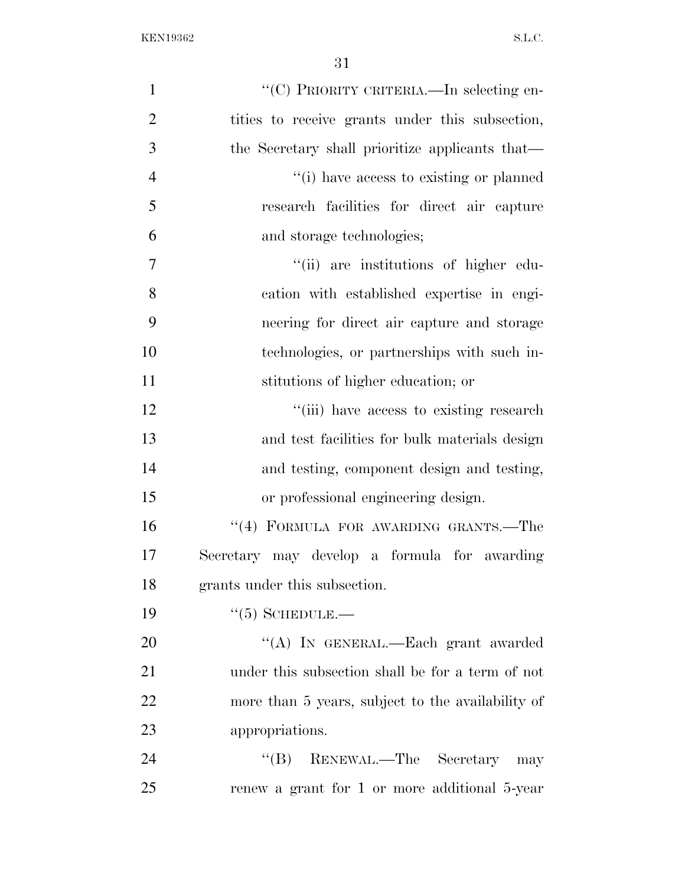"(C) PRIORITY CRITERIA.—In selecting entities to receive grants under this subsection, the Secretary shall prioritize applicants that—

"(i) have access to existing or planned research facilities for direct air capture and storage technologies;

"(ii) are institutions of higher education with established expertise in engineering for direct air capture and storage technologies, or partnerships with such institutions of higher education; or

"(iii) have access to existing research and test facilities for bulk materials design and testing, component design and testing, or professional engineering design.

"(4) FORMULA FOR AWARDING GRANTS.—The Secretary may develop a formula for awarding grants under this subsection.

"(5) SCHEDULE.—

"(A) IN GENERAL.—Each grant awarded under this subsection shall be for a term of not more than 5 years, subject to the availability of appropriations.

"(B) RENEWAL.—The Secretary may renew a grant for 1 or more additional 5-year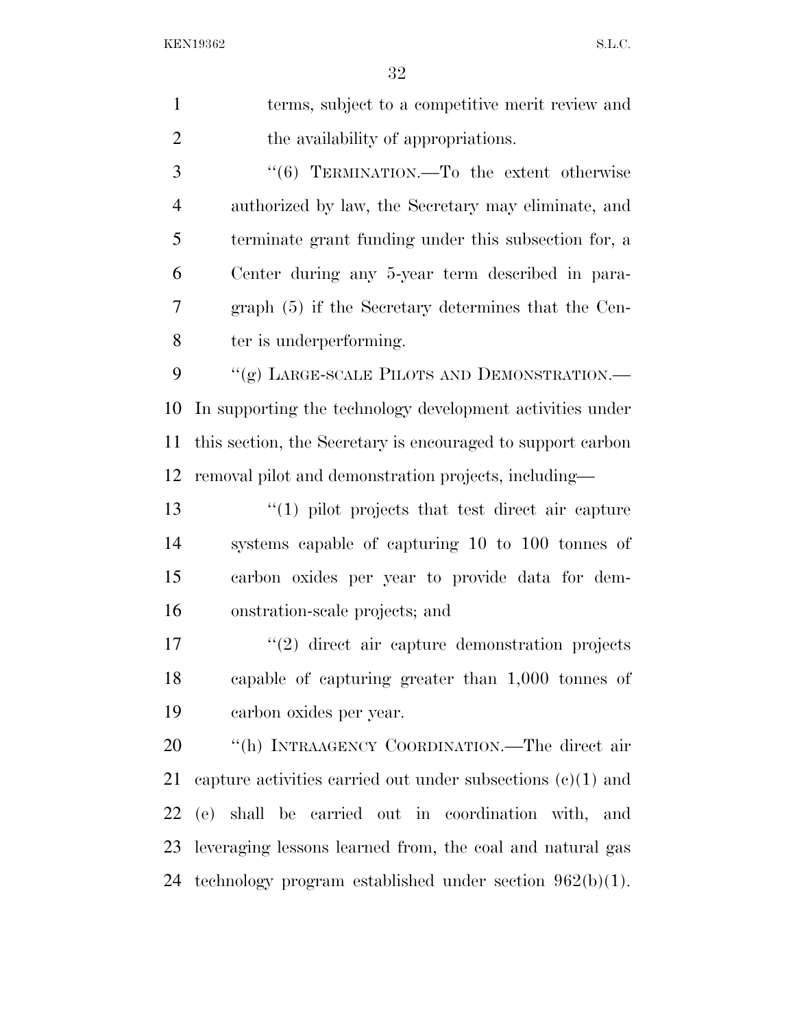terms, subject to a competitive merit review and the availability of appropriations.

"(6) TERMINATION.—To the extent otherwise authorized by law, the Secretary may eliminate, and terminate grant funding under this subsection for, a Center during any 5-year term described in paragraph (5) if the Secretary determines that the Center is underperforming.

"(g) LARGE-SCALE PILOTS AND DEMONSTRATION.—In supporting the technology development activities under this section, the Secretary is encouraged to support carbon removal pilot and demonstration projects, including—

"(1) pilot projects that test direct air capture systems capable of capturing 10 to 100 tonnes of carbon oxides per year to provide data for demonstration-scale projects; and

"(2) direct air capture demonstration projects capable of capturing greater than 1,000 tonnes of carbon oxides per year.

"(h) INTRAAGENCY COORDINATION.—The direct air capture activities carried out under subsections (c)(1) and (e) shall be carried out in coordination with, and leveraging lessons learned from, the coal and natural gas technology program established under section 962(b)(1).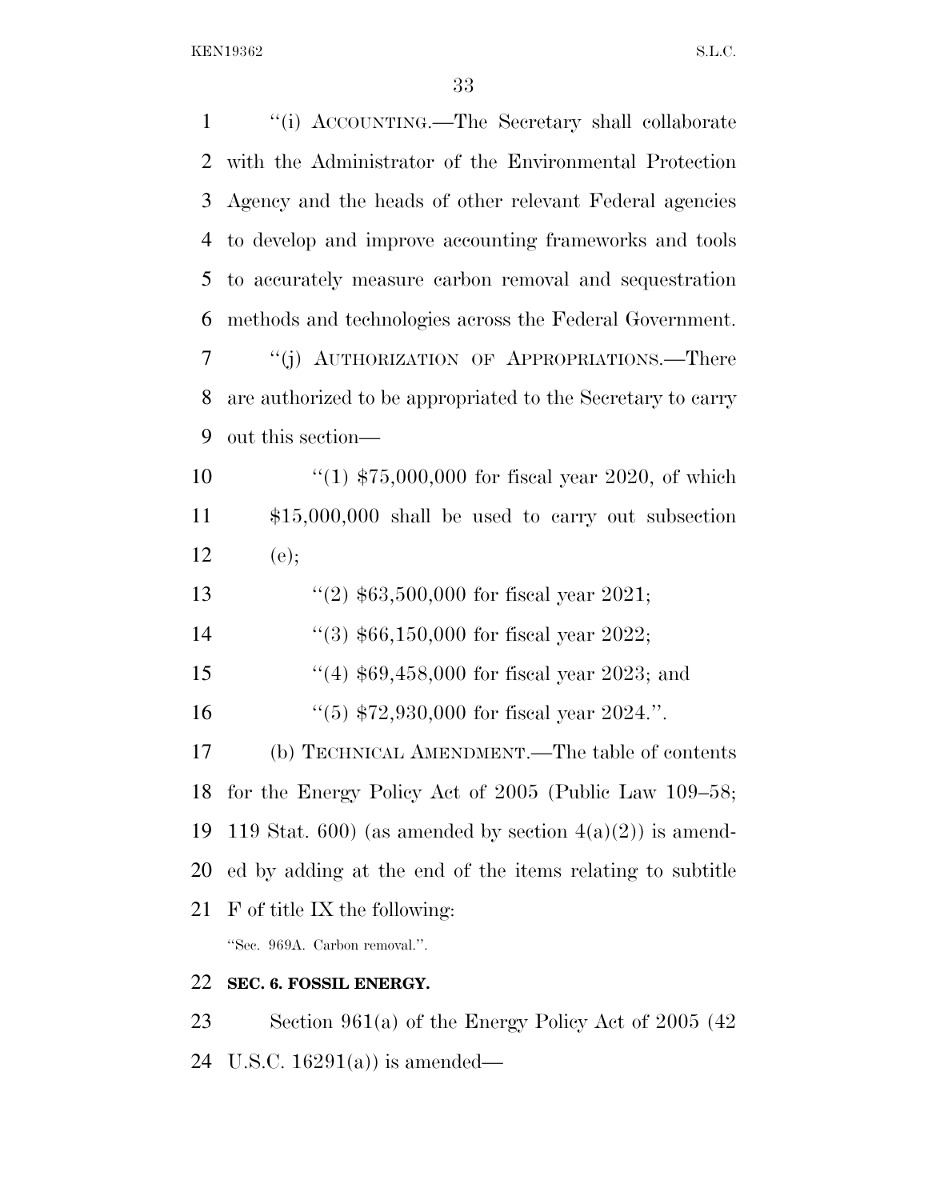"(i) ACCOUNTING.—The Secretary shall collaborate with the Administrator of the Environmental Protection Agency and the heads of other relevant Federal agencies to develop and improve accounting frameworks and tools to accurately measure carbon removal and sequestration methods and technologies across the Federal Government.

"(j) AUTHORIZATION OF APPROPRIATIONS.—There are authorized to be appropriated to the Secretary to carry out this section—

"(1) $75,000,000 for fiscal year 2020, of which $15,000,000 shall be used to carry out subsection (e);

"(2) $63,500,000 for fiscal year 2021;

"(3) $66,150,000 for fiscal year 2022;

"(4) $69,458,000 for fiscal year 2023; and

"(5) $72,930,000 for fiscal year 2024.".

(b) TECHNICAL AMENDMENT.—The table of contents for the Energy Policy Act of 2005 (Public Law 109–58; 119 Stat. 600) (as amended by section 4(a)(2)) is amended by adding at the end of the items relating to subtitle F of title IX the following:

"Sec. 969A. Carbon removal.".

**SEC. 6. FOSSIL ENERGY.**

Section 961(a) of the Energy Policy Act of 2005 (42 U.S.C. 16291(a)) is amended—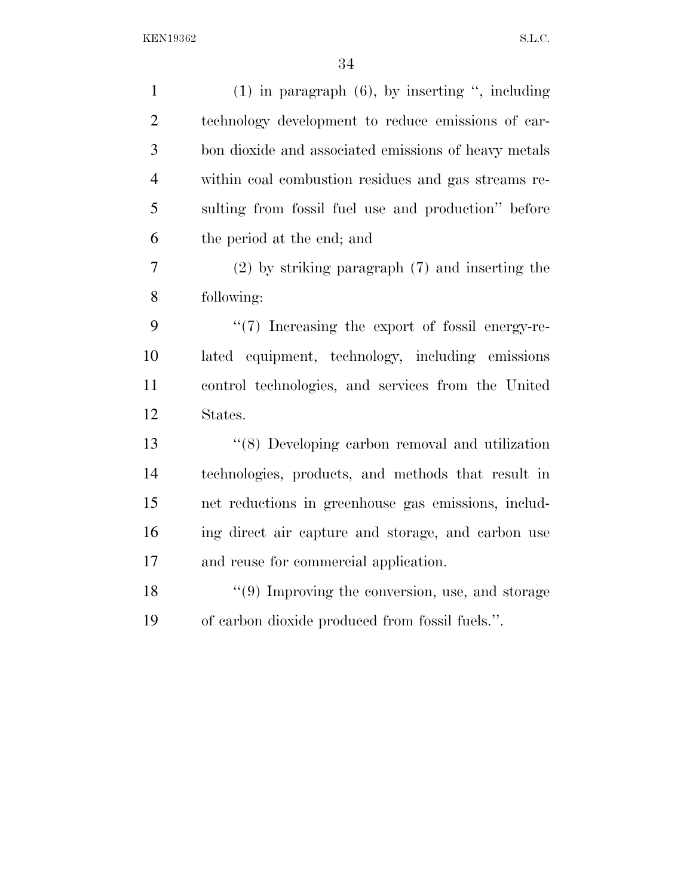(1) in paragraph (6), by inserting ", including technology development to reduce emissions of carbon dioxide and associated emissions of heavy metals within coal combustion residues and gas streams resulting from fossil fuel use and production" before the period at the end; and

(2) by striking paragraph (7) and inserting the following:

"(7) Increasing the export of fossil energy-related equipment, technology, including emissions control technologies, and services from the United States.

"(8) Developing carbon removal and utilization technologies, products, and methods that result in net reductions in greenhouse gas emissions, including direct air capture and storage, and carbon use and reuse for commercial application.

"(9) Improving the conversion, use, and storage of carbon dioxide produced from fossil fuels.".